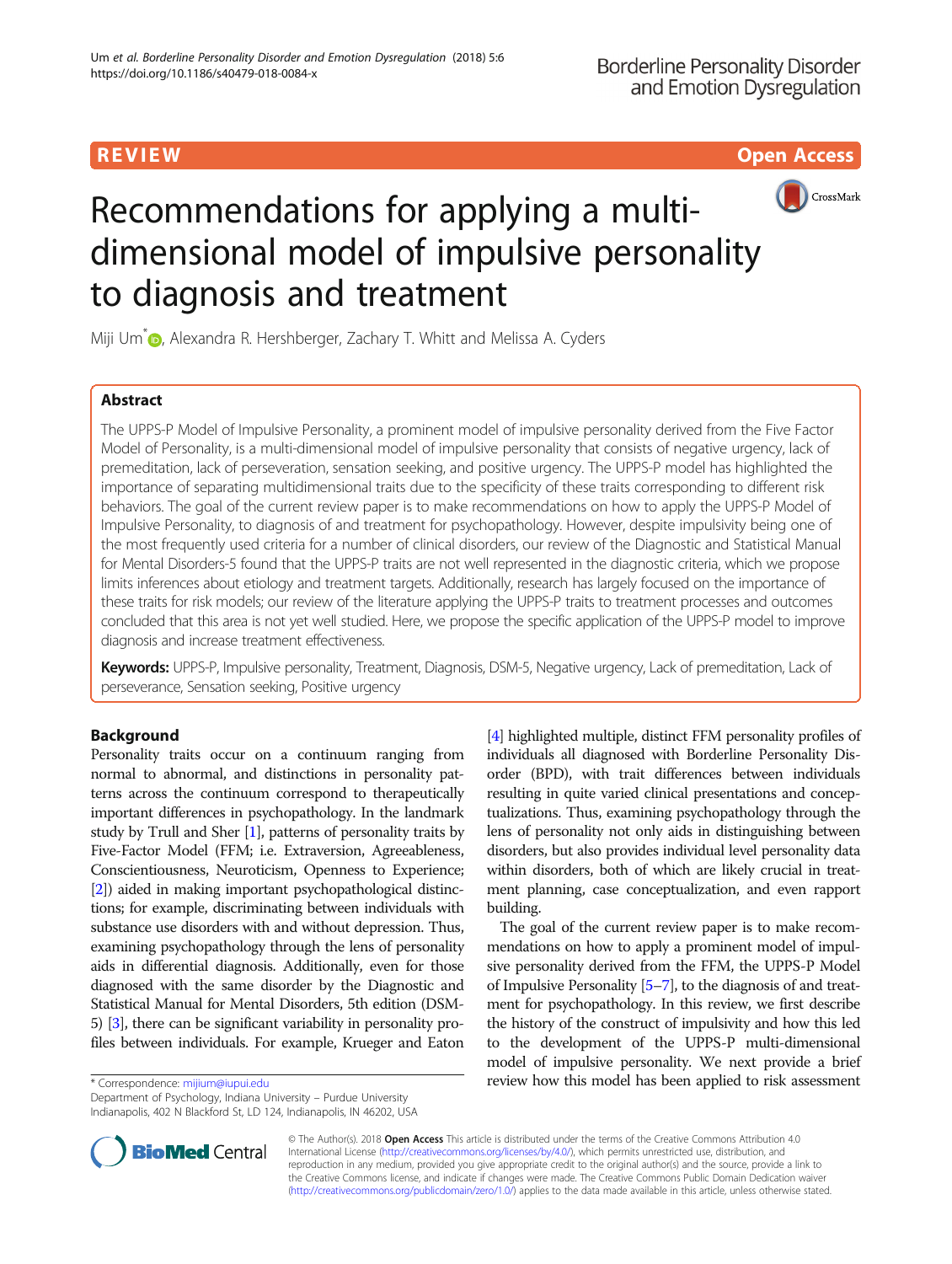REVIEW

Open Access

# Recommendations for applying a multi-dimensional model of impulsive personality to diagnosis and treatment

Miji Um*, Alexandra R. Hershberger, Zachary T. Whitt and Melissa A. Cyders

## Abstract

The UPPS-P Model of Impulsive Personality, a prominent model of impulsive personality derived from the Five Factor Model of Personality, is a multi-dimensional model of impulsive personality that consists of negative urgency, lack of premeditation, lack of perseveration, sensation seeking, and positive urgency. The UPPS-P model has highlighted the importance of separating multidimensional traits due to the specificity of these traits corresponding to different risk behaviors. The goal of the current review paper is to make recommendations on how to apply the UPPS-P Model of Impulsive Personality, to diagnosis of and treatment for psychopathology. However, despite impulsivity being one of the most frequently used criteria for a number of clinical disorders, our review of the Diagnostic and Statistical Manual for Mental Disorders-5 found that the UPPS-P traits are not well represented in the diagnostic criteria, which we propose limits inferences about etiology and treatment targets. Additionally, research has largely focused on the importance of these traits for risk models; our review of the literature applying the UPPS-P traits to treatment processes and outcomes concluded that this area is not yet well studied. Here, we propose the specific application of the UPPS-P model to improve diagnosis and increase treatment effectiveness.

**Keywords:** UPPS-P, Impulsive personality, Treatment, Diagnosis, DSM-5, Negative urgency, Lack of premeditation, Lack of perseverance, Sensation seeking, Positive urgency

## Background

Personality traits occur on a continuum ranging from normal to abnormal, and distinctions in personality patterns across the continuum correspond to therapeutically important differences in psychopathology. In the landmark study by Trull and Sher [1], patterns of personality traits by Five-Factor Model (FFM; i.e. Extraversion, Agreeableness, Conscientiousness, Neuroticism, Openness to Experience; [2]) aided in making important psychopathological distinctions; for example, discriminating between individuals with substance use disorders with and without depression. Thus, examining psychopathology through the lens of personality aids in differential diagnosis. Additionally, even for those diagnosed with the same disorder by the Diagnostic and Statistical Manual for Mental Disorders, 5th edition (DSM-5) [3], there can be significant variability in personality profiles between individuals. For example, Krueger and Eaton [4] highlighted multiple, distinct FFM personality profiles of individuals all diagnosed with Borderline Personality Disorder (BPD), with trait differences between individuals resulting in quite varied clinical presentations and conceptualizations. Thus, examining psychopathology through the lens of personality not only aids in distinguishing between disorders, but also provides individual level personality data within disorders, both of which are likely crucial in treatment planning, case conceptualization, and even rapport building.

The goal of the current review paper is to make recommendations on how to apply a prominent model of impulsive personality derived from the FFM, the UPPS-P Model of Impulsive Personality [5–7], to the diagnosis of and treatment for psychopathology. In this review, we first describe the history of the construct of impulsivity and how this led to the development of the UPPS-P multi-dimensional model of impulsive personality. We next provide a brief review how this model has been applied to risk assessment

* Correspondence: mijium@iupui.edu
Department of Psychology, Indiana University – Purdue University Indianapolis, 402 N Blackford St, LD 124, Indianapolis, IN 46202, USA

© The Author(s). 2018 **Open Access** This article is distributed under the terms of the Creative Commons Attribution 4.0 International License (http://creativecommons.org/licenses/by/4.0/), which permits unrestricted use, distribution, and reproduction in any medium, provided you give appropriate credit to the original author(s) and the source, provide a link to the Creative Commons license, and indicate if changes were made. The Creative Commons Public Domain Dedication waiver (http://creativecommons.org/publicdomain/zero/1.0/) applies to the data made available in this article, unless otherwise stated.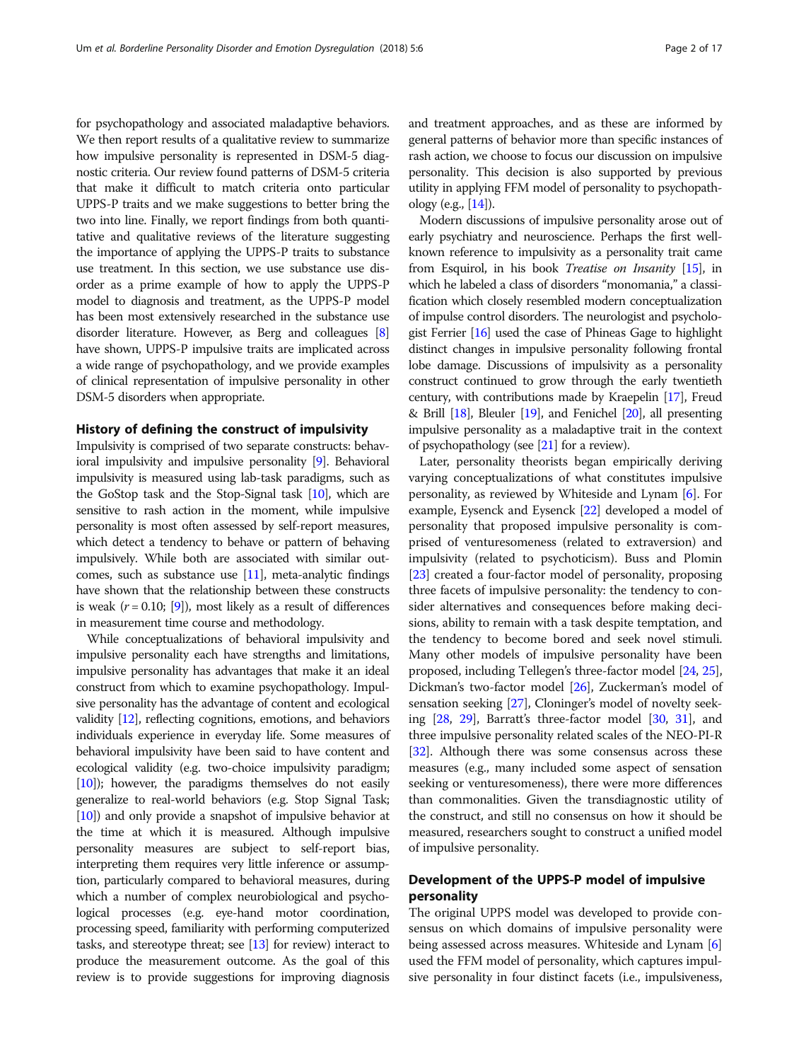for psychopathology and associated maladaptive behaviors. We then report results of a qualitative review to summarize how impulsive personality is represented in DSM-5 diagnostic criteria. Our review found patterns of DSM-5 criteria that make it difficult to match criteria onto particular UPPS-P traits and we make suggestions to better bring the two into line. Finally, we report findings from both quantitative and qualitative reviews of the literature suggesting the importance of applying the UPPS-P traits to substance use treatment. In this section, we use substance use disorder as a prime example of how to apply the UPPS-P model to diagnosis and treatment, as the UPPS-P model has been most extensively researched in the substance use disorder literature. However, as Berg and colleagues [8] have shown, UPPS-P impulsive traits are implicated across a wide range of psychopathology, and we provide examples of clinical representation of impulsive personality in other DSM-5 disorders when appropriate.

## History of defining the construct of impulsivity

Impulsivity is comprised of two separate constructs: behavioral impulsivity and impulsive personality [9]. Behavioral impulsivity is measured using lab-task paradigms, such as the GoStop task and the Stop-Signal task [10], which are sensitive to rash action in the moment, while impulsive personality is most often assessed by self-report measures, which detect a tendency to behave or pattern of behaving impulsively. While both are associated with similar outcomes, such as substance use [11], meta-analytic findings have shown that the relationship between these constructs is weak ($r = 0.10$; [9]), most likely as a result of differences in measurement time course and methodology.

While conceptualizations of behavioral impulsivity and impulsive personality each have strengths and limitations, impulsive personality has advantages that make it an ideal construct from which to examine psychopathology. Impulsive personality has the advantage of content and ecological validity [12], reflecting cognitions, emotions, and behaviors individuals experience in everyday life. Some measures of behavioral impulsivity have been said to have content and ecological validity (e.g. two-choice impulsivity paradigm; [10]); however, the paradigms themselves do not easily generalize to real-world behaviors (e.g. Stop Signal Task; [10]) and only provide a snapshot of impulsive behavior at the time at which it is measured. Although impulsive personality measures are subject to self-report bias, interpreting them requires very little inference or assumption, particularly compared to behavioral measures, during which a number of complex neurobiological and psychological processes (e.g. eye-hand motor coordination, processing speed, familiarity with performing computerized tasks, and stereotype threat; see [13] for review) interact to produce the measurement outcome. As the goal of this review is to provide suggestions for improving diagnosis and treatment approaches, and as these are informed by general patterns of behavior more than specific instances of rash action, we choose to focus our discussion on impulsive personality. This decision is also supported by previous utility in applying FFM model of personality to psychopathology (e.g., [14]).

Modern discussions of impulsive personality arose out of early psychiatry and neuroscience. Perhaps the first well-known reference to impulsivity as a personality trait came from Esquirol, in his book *Treatise on Insanity* [15], in which he labeled a class of disorders "monomania," a classification which closely resembled modern conceptualization of impulse control disorders. The neurologist and psychologist Ferrier [16] used the case of Phineas Gage to highlight distinct changes in impulsive personality following frontal lobe damage. Discussions of impulsivity as a personality construct continued to grow through the early twentieth century, with contributions made by Kraepelin [17], Freud & Brill [18], Bleuler [19], and Fenichel [20], all presenting impulsive personality as a maladaptive trait in the context of psychopathology (see [21] for a review).

Later, personality theorists began empirically deriving varying conceptualizations of what constitutes impulsive personality, as reviewed by Whiteside and Lynam [6]. For example, Eysenck and Eysenck [22] developed a model of personality that proposed impulsive personality is comprised of venturesomeness (related to extraversion) and impulsivity (related to psychoticism). Buss and Plomin [23] created a four-factor model of personality, proposing three facets of impulsive personality: the tendency to consider alternatives and consequences before making decisions, ability to remain with a task despite temptation, and the tendency to become bored and seek novel stimuli. Many other models of impulsive personality have been proposed, including Tellegen's three-factor model [24, 25], Dickman's two-factor model [26], Zuckerman's model of sensation seeking [27], Cloninger's model of novelty seeking [28, 29], Barratt's three-factor model [30, 31], and three impulsive personality related scales of the NEO-PI-R [32]. Although there was some consensus across these measures (e.g., many included some aspect of sensation seeking or venturesomeness), there were more differences than commonalities. Given the transdiagnostic utility of the construct, and still no consensus on how it should be measured, researchers sought to construct a unified model of impulsive personality.

## Development of the UPPS-P model of impulsive personality

The original UPPS model was developed to provide consensus on which domains of impulsive personality were being assessed across measures. Whiteside and Lynam [6] used the FFM model of personality, which captures impulsive personality in four distinct facets (i.e., impulsiveness,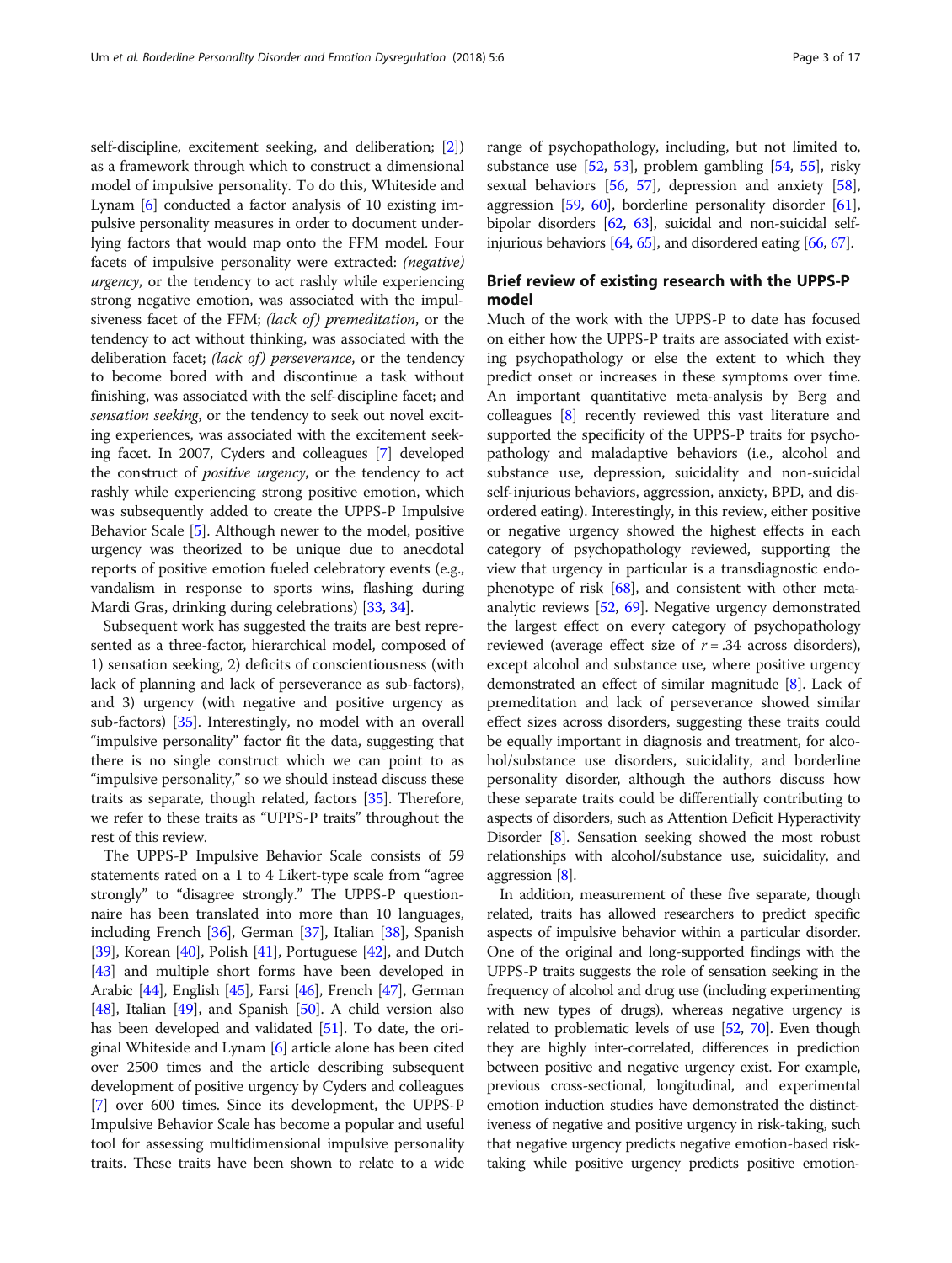self-discipline, excitement seeking, and deliberation; [2]) as a framework through which to construct a dimensional model of impulsive personality. To do this, Whiteside and Lynam [6] conducted a factor analysis of 10 existing impulsive personality measures in order to document underlying factors that would map onto the FFM model. Four facets of impulsive personality were extracted: *(negative) urgency*, or the tendency to act rashly while experiencing strong negative emotion, was associated with the impulsiveness facet of the FFM; *(lack of) premeditation*, or the tendency to act without thinking, was associated with the deliberation facet; *(lack of) perseverance*, or the tendency to become bored with and discontinue a task without finishing, was associated with the self-discipline facet; and *sensation seeking*, or the tendency to seek out novel exciting experiences, was associated with the excitement seeking facet. In 2007, Cyders and colleagues [7] developed the construct of *positive urgency*, or the tendency to act rashly while experiencing strong positive emotion, which was subsequently added to create the UPPS-P Impulsive Behavior Scale [5]. Although newer to the model, positive urgency was theorized to be unique due to anecdotal reports of positive emotion fueled celebratory events (e.g., vandalism in response to sports wins, flashing during Mardi Gras, drinking during celebrations) [33, 34].

Subsequent work has suggested the traits are best represented as a three-factor, hierarchical model, composed of 1) sensation seeking, 2) deficits of conscientiousness (with lack of planning and lack of perseverance as sub-factors), and 3) urgency (with negative and positive urgency as sub-factors) [35]. Interestingly, no model with an overall "impulsive personality" factor fit the data, suggesting that there is no single construct which we can point to as "impulsive personality," so we should instead discuss these traits as separate, though related, factors [35]. Therefore, we refer to these traits as "UPPS-P traits" throughout the rest of this review.

The UPPS-P Impulsive Behavior Scale consists of 59 statements rated on a 1 to 4 Likert-type scale from "agree strongly" to "disagree strongly." The UPPS-P questionnaire has been translated into more than 10 languages, including French [36], German [37], Italian [38], Spanish [39], Korean [40], Polish [41], Portuguese [42], and Dutch [43] and multiple short forms have been developed in Arabic [44], English [45], Farsi [46], French [47], German [48], Italian [49], and Spanish [50]. A child version also has been developed and validated [51]. To date, the original Whiteside and Lynam [6] article alone has been cited over 2500 times and the article describing subsequent development of positive urgency by Cyders and colleagues [7] over 600 times. Since its development, the UPPS-P Impulsive Behavior Scale has become a popular and useful tool for assessing multidimensional impulsive personality traits. These traits have been shown to relate to a wide range of psychopathology, including, but not limited to, substance use [52, 53], problem gambling [54, 55], risky sexual behaviors [56, 57], depression and anxiety [58], aggression [59, 60], borderline personality disorder [61], bipolar disorders [62, 63], suicidal and non-suicidal self-injurious behaviors [64, 65], and disordered eating [66, 67].

## Brief review of existing research with the UPPS-P model

Much of the work with the UPPS-P to date has focused on either how the UPPS-P traits are associated with existing psychopathology or else the extent to which they predict onset or increases in these symptoms over time. An important quantitative meta-analysis by Berg and colleagues [8] recently reviewed this vast literature and supported the specificity of the UPPS-P traits for psychopathology and maladaptive behaviors (i.e., alcohol and substance use, depression, suicidality and non-suicidal self-injurious behaviors, aggression, anxiety, BPD, and disordered eating). Interestingly, in this review, either positive or negative urgency showed the highest effects in each category of psychopathology reviewed, supporting the view that urgency in particular is a transdiagnostic endophenotype of risk [68], and consistent with other meta-analytic reviews [52, 69]. Negative urgency demonstrated the largest effect on every category of psychopathology reviewed (average effect size of $r = .34$ across disorders), except alcohol and substance use, where positive urgency demonstrated an effect of similar magnitude [8]. Lack of premeditation and lack of perseverance showed similar effect sizes across disorders, suggesting these traits could be equally important in diagnosis and treatment, for alcohol/substance use disorders, suicidality, and borderline personality disorder, although the authors discuss how these separate traits could be differentially contributing to aspects of disorders, such as Attention Deficit Hyperactivity Disorder [8]. Sensation seeking showed the most robust relationships with alcohol/substance use, suicidality, and aggression [8].

In addition, measurement of these five separate, though related, traits has allowed researchers to predict specific aspects of impulsive behavior within a particular disorder. One of the original and long-supported findings with the UPPS-P traits suggests the role of sensation seeking in the frequency of alcohol and drug use (including experimenting with new types of drugs), whereas negative urgency is related to problematic levels of use [52, 70]. Even though they are highly inter-correlated, differences in prediction between positive and negative urgency exist. For example, previous cross-sectional, longitudinal, and experimental emotion induction studies have demonstrated the distinctiveness of negative and positive urgency in risk-taking, such that negative urgency predicts negative emotion-based risk-taking while positive urgency predicts positive emotion-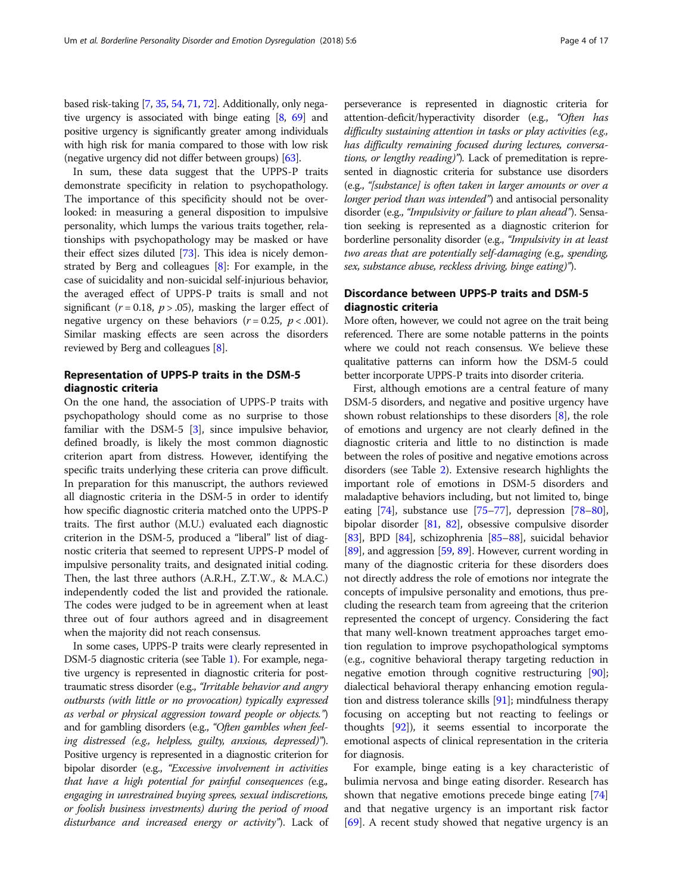based risk-taking [7, 35, 54, 71, 72]. Additionally, only negative urgency is associated with binge eating [8, 69] and positive urgency is significantly greater among individuals with high risk for mania compared to those with low risk (negative urgency did not differ between groups) [63].

In sum, these data suggest that the UPPS-P traits demonstrate specificity in relation to psychopathology. The importance of this specificity should not be overlooked: in measuring a general disposition to impulsive personality, which lumps the various traits together, relationships with psychopathology may be masked or have their effect sizes diluted [73]. This idea is nicely demonstrated by Berg and colleagues [8]: For example, in the case of suicidality and non-suicidal self-injurious behavior, the averaged effect of UPPS-P traits is small and not significant ($r = 0.18$, $p > .05$), masking the larger effect of negative urgency on these behaviors ($r = 0.25$, $p < .001$). Similar masking effects are seen across the disorders reviewed by Berg and colleagues [8].

## Representation of UPPS-P traits in the DSM-5 diagnostic criteria

On the one hand, the association of UPPS-P traits with psychopathology should come as no surprise to those familiar with the DSM-5 [3], since impulsive behavior, defined broadly, is likely the most common diagnostic criterion apart from distress. However, identifying the specific traits underlying these criteria can prove difficult. In preparation for this manuscript, the authors reviewed all diagnostic criteria in the DSM-5 in order to identify how specific diagnostic criteria matched onto the UPPS-P traits. The first author (M.U.) evaluated each diagnostic criterion in the DSM-5, produced a "liberal" list of diagnostic criteria that seemed to represent UPPS-P model of impulsive personality traits, and designated initial coding. Then, the last three authors (A.R.H., Z.T.W., & M.A.C.) independently coded the list and provided the rationale. The codes were judged to be in agreement when at least three out of four authors agreed and in disagreement when the majority did not reach consensus.

In some cases, UPPS-P traits were clearly represented in DSM-5 diagnostic criteria (see Table 1). For example, negative urgency is represented in diagnostic criteria for post-traumatic stress disorder (e.g., *"Irritable behavior and angry outbursts (with little or no provocation) typically expressed as verbal or physical aggression toward people or objects."*) and for gambling disorders (e.g., *"Often gambles when feeling distressed (e.g., helpless, guilty, anxious, depressed)"*). Positive urgency is represented in a diagnostic criterion for bipolar disorder (e.g., *"Excessive involvement in activities that have a high potential for painful consequences (e.g., engaging in unrestrained buying sprees, sexual indiscretions, or foolish business investments) during the period of mood disturbance and increased energy or activity"*). Lack of perseverance is represented in diagnostic criteria for attention-deficit/hyperactivity disorder (e.g., *"Often has difficulty sustaining attention in tasks or play activities (e.g., has difficulty remaining focused during lectures, conversations, or lengthy reading)"*). Lack of premeditation is represented in diagnostic criteria for substance use disorders (e.g., *"[substance] is often taken in larger amounts or over a longer period than was intended"*) and antisocial personality disorder (e.g., *"Impulsivity or failure to plan ahead"*). Sensation seeking is represented as a diagnostic criterion for borderline personality disorder (e.g., *"Impulsivity in at least two areas that are potentially self-damaging (e.g., spending, sex, substance abuse, reckless driving, binge eating)"*).

## Discordance between UPPS-P traits and DSM-5 diagnostic criteria

More often, however, we could not agree on the trait being referenced. There are some notable patterns in the points where we could not reach consensus. We believe these qualitative patterns can inform how the DSM-5 could better incorporate UPPS-P traits into disorder criteria.

First, although emotions are a central feature of many DSM-5 disorders, and negative and positive urgency have shown robust relationships to these disorders [8], the role of emotions and urgency are not clearly defined in the diagnostic criteria and little to no distinction is made between the roles of positive and negative emotions across disorders (see Table 2). Extensive research highlights the important role of emotions in DSM-5 disorders and maladaptive behaviors including, but not limited to, binge eating [74], substance use [75–77], depression [78–80], bipolar disorder [81, 82], obsessive compulsive disorder [83], BPD [84], schizophrenia [85–88], suicidal behavior [89], and aggression [59, 89]. However, current wording in many of the diagnostic criteria for these disorders does not directly address the role of emotions nor integrate the concepts of impulsive personality and emotions, thus precluding the research team from agreeing that the criterion represented the concept of urgency. Considering the fact that many well-known treatment approaches target emotion regulation to improve psychopathological symptoms (e.g., cognitive behavioral therapy targeting reduction in negative emotion through cognitive restructuring [90]; dialectical behavioral therapy enhancing emotion regulation and distress tolerance skills [91]; mindfulness therapy focusing on accepting but not reacting to feelings or thoughts [92]), it seems essential to incorporate the emotional aspects of clinical representation in the criteria for diagnosis.

For example, binge eating is a key characteristic of bulimia nervosa and binge eating disorder. Research has shown that negative emotions precede binge eating [74] and that negative urgency is an important risk factor [69]. A recent study showed that negative urgency is an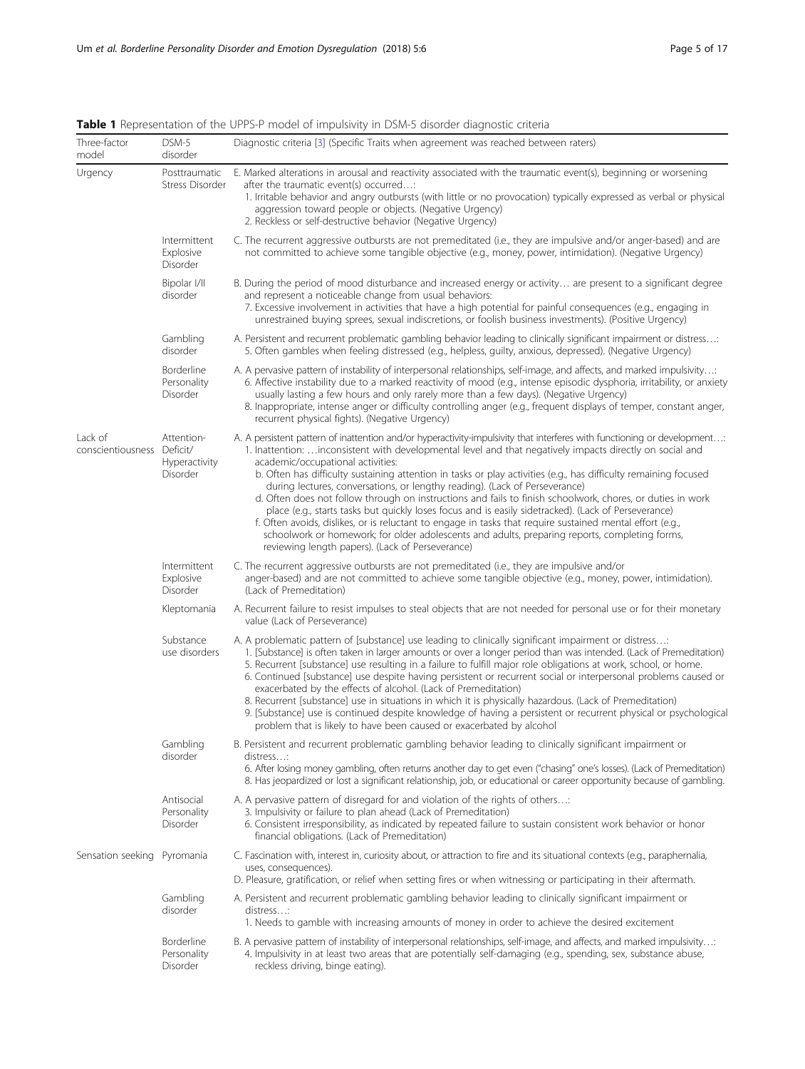**Table 1** Representation of the UPPS-P model of impulsivity in DSM-5 disorder diagnostic criteria

| Three-factor model | DSM-5 disorder | Diagnostic criteria [3] (Specific Traits when agreement was reached between raters) |
| --- | --- | --- |
| Urgency | Posttraumatic Stress Disorder | E. Marked alterations in arousal and reactivity associated with the traumatic event(s), beginning or worsening after the traumatic event(s) occurred…:<br>1. Irritable behavior and angry outbursts (with little or no provocation) typically expressed as verbal or physical aggression toward people or objects. (Negative Urgency)<br>2. Reckless or self-destructive behavior (Negative Urgency) |
| | Intermittent Explosive Disorder | C. The recurrent aggressive outbursts are not premeditated (i.e., they are impulsive and/or anger-based) and are not committed to achieve some tangible objective (e.g., money, power, intimidation). (Negative Urgency) |
| | Bipolar I/II disorder | B. During the period of mood disturbance and increased energy or activity… are present to a significant degree and represent a noticeable change from usual behaviors:<br>7. Excessive involvement in activities that have a high potential for painful consequences (e.g., engaging in unrestrained buying sprees, sexual indiscretions, or foolish business investments). (Positive Urgency) |
| | Gambling disorder | A. Persistent and recurrent problematic gambling behavior leading to clinically significant impairment or distress…:<br>5. Often gambles when feeling distressed (e.g., helpless, guilty, anxious, depressed). (Negative Urgency) |
| | Borderline Personality Disorder | A. A pervasive pattern of instability of interpersonal relationships, self-image, and affects, and marked impulsivity…:<br>6. Affective instability due to a marked reactivity of mood (e.g., intense episodic dysphoria, irritability, or anxiety usually lasting a few hours and only rarely more than a few days). (Negative Urgency)<br>8. Inappropriate, intense anger or difficulty controlling anger (e.g., frequent displays of temper, constant anger, recurrent physical fights). (Negative Urgency) |
| Lack of conscientiousness | Attention-Deficit/Hyperactivity Disorder | A. A persistent pattern of inattention and/or hyperactivity-impulsivity that interferes with functioning or development…:<br>1. Inattention: …inconsistent with developmental level and that negatively impacts directly on social and academic/occupational activities:<br>b. Often has difficulty sustaining attention in tasks or play activities (e.g., has difficulty remaining focused during lectures, conversations, or lengthy reading). (Lack of Perseverance)<br>d. Often does not follow through on instructions and fails to finish schoolwork, chores, or duties in work place (e.g., starts tasks but quickly loses focus and is easily sidetracked). (Lack of Perseverance)<br>f. Often avoids, dislikes, or is reluctant to engage in tasks that require sustained mental effort (e.g., schoolwork or homework; for older adolescents and adults, preparing reports, completing forms, reviewing length papers). (Lack of Perseverance) |
| | Intermittent Explosive Disorder | C. The recurrent aggressive outbursts are not premeditated (i.e., they are impulsive and/or anger-based) and are not committed to achieve some tangible objective (e.g., money, power, intimidation). (Lack of Premeditation) |
| | Kleptomania | A. Recurrent failure to resist impulses to steal objects that are not needed for personal use or for their monetary value (Lack of Perseverance) |
| | Substance use disorders | A. A problematic pattern of [substance] use leading to clinically significant impairment or distress…:<br>1. [Substance] is often taken in larger amounts or over a longer period than was intended. (Lack of Premeditation)<br>5. Recurrent [substance] use resulting in a failure to fulfill major role obligations at work, school, or home.<br>6. Continued [substance] use despite having persistent or recurrent social or interpersonal problems caused or exacerbated by the effects of alcohol. (Lack of Premeditation)<br>8. Recurrent [substance] use in situations in which it is physically hazardous. (Lack of Premeditation)<br>9. [Substance] use is continued despite knowledge of having a persistent or recurrent physical or psychological problem that is likely to have been caused or exacerbated by alcohol |
| | Gambling disorder | B. Persistent and recurrent problematic gambling behavior leading to clinically significant impairment or distress…:<br>6. After losing money gambling, often returns another day to get even ("chasing" one's losses). (Lack of Premeditation)<br>8. Has jeopardized or lost a significant relationship, job, or educational or career opportunity because of gambling. |
| | Antisocial Personality Disorder | A. A pervasive pattern of disregard for and violation of the rights of others…:<br>3. Impulsivity or failure to plan ahead (Lack of Premeditation)<br>6. Consistent irresponsibility, as indicated by repeated failure to sustain consistent work behavior or honor financial obligations. (Lack of Premeditation) |
| Sensation seeking | Pyromania | C. Fascination with, interest in, curiosity about, or attraction to fire and its situational contexts (e.g., paraphernalia, uses, consequences).<br>D. Pleasure, gratification, or relief when setting fires or when witnessing or participating in their aftermath. |
| | Gambling disorder | A. Persistent and recurrent problematic gambling behavior leading to clinically significant impairment or distress…:<br>1. Needs to gamble with increasing amounts of money in order to achieve the desired excitement |
| | Borderline Personality Disorder | B. A pervasive pattern of instability of interpersonal relationships, self-image, and affects, and marked impulsivity…:<br>4. Impulsivity in at least two areas that are potentially self-damaging (e.g., spending, sex, substance abuse, reckless driving, binge eating). |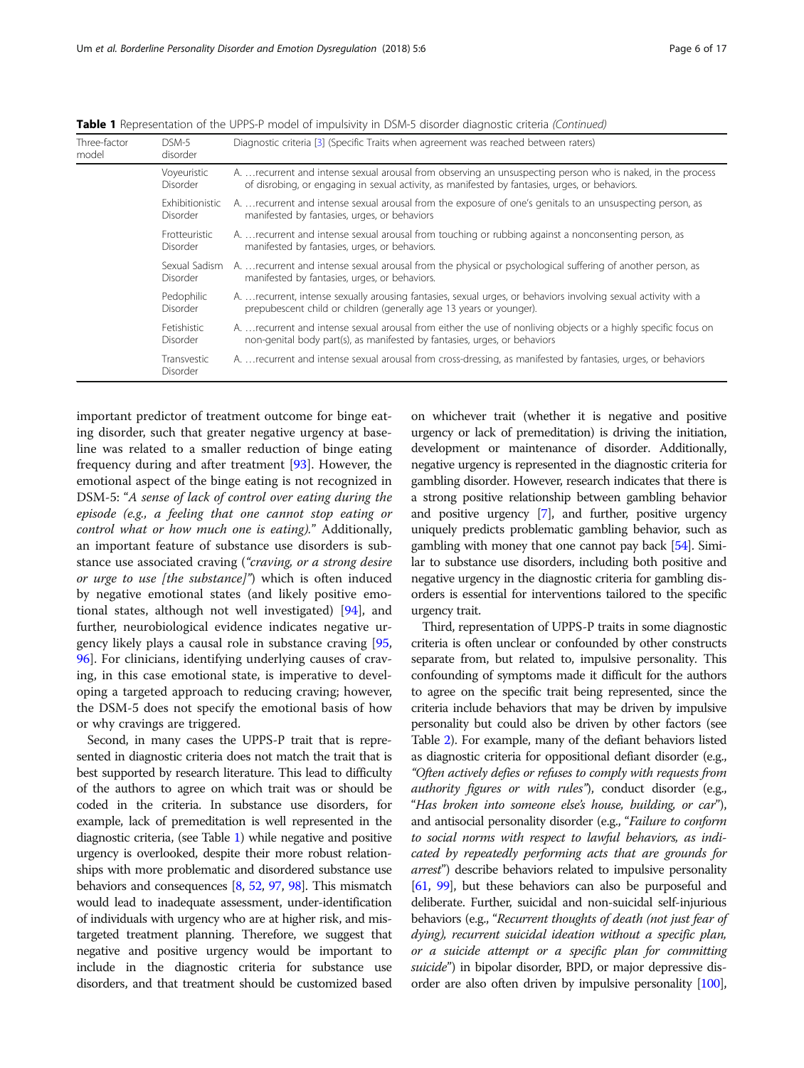**Table 1** Representation of the UPPS-P model of impulsivity in DSM-5 disorder diagnostic criteria *(Continued)*

| Three-factor model | DSM-5 disorder | Diagnostic criteria [3] (Specific Traits when agreement was reached between raters) |
|---|---|---|
| | Voyeuristic Disorder | A. …recurrent and intense sexual arousal from observing an unsuspecting person who is naked, in the process of disrobing, or engaging in sexual activity, as manifested by fantasies, urges, or behaviors. |
| | Exhibitionistic Disorder | A. …recurrent and intense sexual arousal from the exposure of one's genitals to an unsuspecting person, as manifested by fantasies, urges, or behaviors |
| | Frotteuristic Disorder | A. …recurrent and intense sexual arousal from touching or rubbing against a nonconsenting person, as manifested by fantasies, urges, or behaviors. |
| | Sexual Sadism Disorder | A. …recurrent and intense sexual arousal from the physical or psychological suffering of another person, as manifested by fantasies, urges, or behaviors. |
| | Pedophilic Disorder | A. …recurrent, intense sexually arousing fantasies, sexual urges, or behaviors involving sexual activity with a prepubescent child or children (generally age 13 years or younger). |
| | Fetishistic Disorder | A. …recurrent and intense sexual arousal from either the use of nonliving objects or a highly specific focus on non-genital body part(s), as manifested by fantasies, urges, or behaviors |
| | Transvestic Disorder | A. …recurrent and intense sexual arousal from cross-dressing, as manifested by fantasies, urges, or behaviors |

important predictor of treatment outcome for binge eating disorder, such that greater negative urgency at baseline was related to a smaller reduction of binge eating frequency during and after treatment [93]. However, the emotional aspect of the binge eating is not recognized in DSM-5: "*A sense of lack of control over eating during the episode (e.g., a feeling that one cannot stop eating or control what or how much one is eating).*" Additionally, an important feature of substance use disorders is substance use associated craving (*"craving, or a strong desire or urge to use [the substance]"*) which is often induced by negative emotional states (and likely positive emotional states, although not well investigated) [94], and further, neurobiological evidence indicates negative urgency likely plays a causal role in substance craving [95, 96]. For clinicians, identifying underlying causes of craving, in this case emotional state, is imperative to developing a targeted approach to reducing craving; however, the DSM-5 does not specify the emotional basis of how or why cravings are triggered.

Second, in many cases the UPPS-P trait that is represented in diagnostic criteria does not match the trait that is best supported by research literature. This lead to difficulty of the authors to agree on which trait was or should be coded in the criteria. In substance use disorders, for example, lack of premeditation is well represented in the diagnostic criteria, (see Table 1) while negative and positive urgency is overlooked, despite their more robust relationships with more problematic and disordered substance use behaviors and consequences [8, 52, 97, 98]. This mismatch would lead to inadequate assessment, under-identification of individuals with urgency who are at higher risk, and mistargeted treatment planning. Therefore, we suggest that negative and positive urgency would be important to include in the diagnostic criteria for substance use disorders, and that treatment should be customized based on whichever trait (whether it is negative and positive urgency or lack of premeditation) is driving the initiation, development or maintenance of disorder. Additionally, negative urgency is represented in the diagnostic criteria for gambling disorder. However, research indicates that there is a strong positive relationship between gambling behavior and positive urgency [7], and further, positive urgency uniquely predicts problematic gambling behavior, such as gambling with money that one cannot pay back [54]. Similar to substance use disorders, including both positive and negative urgency in the diagnostic criteria for gambling disorders is essential for interventions tailored to the specific urgency trait.

Third, representation of UPPS-P traits in some diagnostic criteria is often unclear or confounded by other constructs separate from, but related to, impulsive personality. This confounding of symptoms made it difficult for the authors to agree on the specific trait being represented, since the criteria include behaviors that may be driven by impulsive personality but could also be driven by other factors (see Table 2). For example, many of the defiant behaviors listed as diagnostic criteria for oppositional defiant disorder (e.g., *"Often actively defies or refuses to comply with requests from authority figures or with rules"*), conduct disorder (e.g., "*Has broken into someone else's house, building, or car*"), and antisocial personality disorder (e.g., "*Failure to conform to social norms with respect to lawful behaviors, as indicated by repeatedly performing acts that are grounds for arrest*") describe behaviors related to impulsive personality [61, 99], but these behaviors can also be purposeful and deliberate. Further, suicidal and non-suicidal self-injurious behaviors (e.g., "*Recurrent thoughts of death (not just fear of dying), recurrent suicidal ideation without a specific plan, or a suicide attempt or a specific plan for committing suicide*") in bipolar disorder, BPD, or major depressive disorder are also often driven by impulsive personality [100],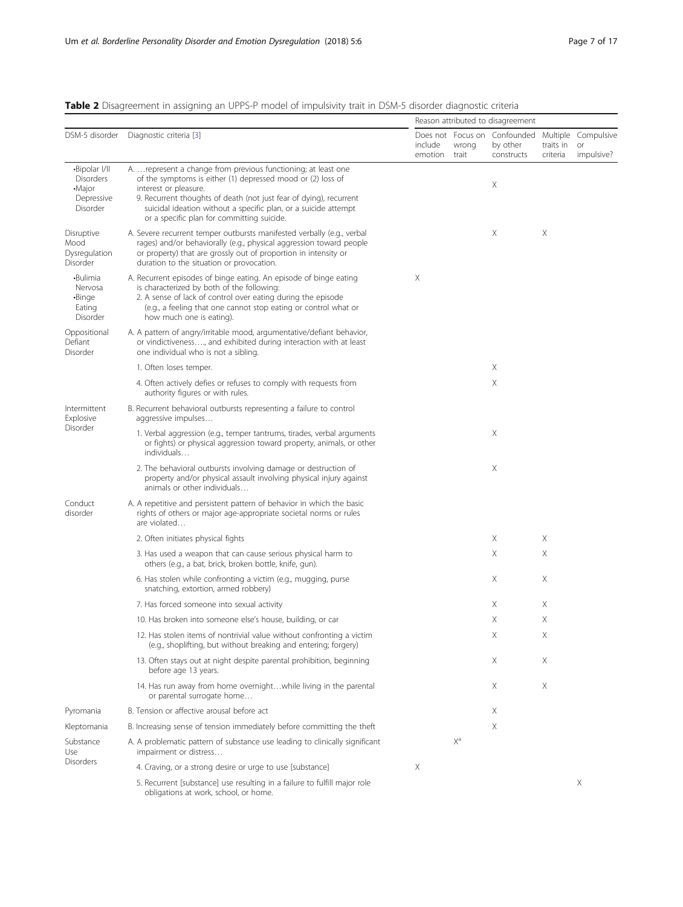**Table 2** Disagreement in assigning an UPPS-P model of impulsivity trait in DSM-5 disorder diagnostic criteria

| DSM-5 disorder | Diagnostic criteria [3] | Reason attributed to disagreement | | | | |
|---|---|---|---|---|---|---|
| | | Does not include emotion | Focus on wrong trait | Confounded by other constructs | Multiple traits in criteria | Compulsive or impulsive? |
| •Bipolar I/II Disorders •Major Depressive Disorder | A. …represent a change from previous functioning; at least one of the symptoms is either (1) depressed mood or (2) loss of interest or pleasure. 9. Recurrent thoughts of death (not just fear of dying), recurrent suicidal ideation without a specific plan, or a suicide attempt or a specific plan for committing suicide. | | | X | | |
| Disruptive Mood Dysregulation Disorder | A. Severe recurrent temper outbursts manifested verbally (e.g., verbal rages) and/or behaviorally (e.g., physical aggression toward people or property) that are grossly out of proportion in intensity or duration to the situation or provocation. | | | X | X | |
| •Bulimia Nervosa •Binge Eating Disorder | A. Recurrent episodes of binge eating. An episode of binge eating is characterized by both of the following: 2. A sense of lack of control over eating during the episode (e.g., a feeling that one cannot stop eating or control what or how much one is eating). | X | | | | |
| Oppositional Defiant Disorder | A. A pattern of angry/irritable mood, argumentative/defiant behavior, or vindictiveness…., and exhibited during interaction with at least one individual who is not a sibling. | | | | | |
| | 1. Often loses temper. | | | X | | |
| | 4. Often actively defies or refuses to comply with requests from authority figures or with rules. | | | X | | |
| Intermittent Explosive Disorder | B. Recurrent behavioral outbursts representing a failure to control aggressive impulses… | | | | | |
| | 1. Verbal aggression (e.g., temper tantrums, tirades, verbal arguments or fights) or physical aggression toward property, animals, or other individuals… | | | X | | |
| | 2. The behavioral outbursts involving damage or destruction of property and/or physical assault involving physical injury against animals or other individuals… | | | X | | |
| Conduct disorder | A. A repetitive and persistent pattern of behavior in which the basic rights of others or major age-appropriate societal norms or rules are violated… | | | | | |
| | 2. Often initiates physical fights | | | X | X | |
| | 3. Has used a weapon that can cause serious physical harm to others (e.g., a bat, brick, broken bottle, knife, gun). | | | X | X | |
| | 6. Has stolen while confronting a victim (e.g., mugging, purse snatching, extortion, armed robbery) | | | X | X | |
| | 7. Has forced someone into sexual activity | | | X | X | |
| | 10. Has broken into someone else's house, building, or car | | | X | X | |
| | 12. Has stolen items of nontrivial value without confronting a victim (e.g., shoplifting, but without breaking and entering; forgery) | | | X | X | |
| | 13. Often stays out at night despite parental prohibition, beginning before age 13 years. | | | X | X | |
| | 14. Has run away from home overnight…while living in the parental or parental surrogate home… | | | X | X | |
| Pyromania | B. Tension or affective arousal before act | | | X | | |
| Kleptomania | B. Increasing sense of tension immediately before committing the theft | | | X | | |
| Substance Use Disorders | A. A problematic pattern of substance use leading to clinically significant impairment or distress… | | X[a] | | | |
| | 4. Craving, or a strong desire or urge to use [substance] | X | | | | |
| | 5. Recurrent [substance] use resulting in a failure to fulfill major role obligations at work, school, or home. | | | | | X |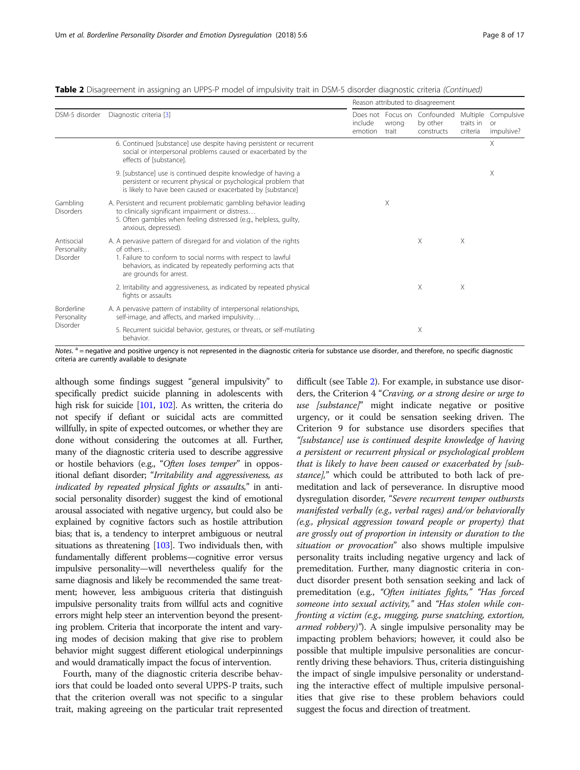**Table 2** Disagreement in assigning an UPPS-P model of impulsivity trait in DSM-5 disorder diagnostic criteria *(Continued)*

| DSM-5 disorder | Diagnostic criteria [3] | Reason attributed to disagreement | | | | |
|---|---|---|---|---|---|---|
| | | Does not include emotion | Focus on wrong trait | Confounded by other constructs | Multiple traits in criteria | Compulsive or impulsive? |
| | 6. Continued [substance] use despite having persistent or recurrent social or interpersonal problems caused or exacerbated by the effects of [substance]. | | | | | X |
| | 9. [substance] use is continued despite knowledge of having a persistent or recurrent physical or psychological problem that is likely to have been caused or exacerbated by [substance] | | | | | X |
| Gambling Disorders | A. Persistent and recurrent problematic gambling behavior leading to clinically significant impairment or distress… 5. Often gambles when feeling distressed (e.g., helpless, guilty, anxious, depressed). | | X | | | |
| Antisocial Personality Disorder | A. A pervasive pattern of disregard for and violation of the rights of others… 1. Failure to conform to social norms with respect to lawful behaviors, as indicated by repeatedly performing acts that are grounds for arrest. | | | X | X | |
| | 2. Irritability and aggressiveness, as indicated by repeated physical fights or assaults | | | X | X | |
| Borderline Personality Disorder | A. A pervasive pattern of instability of interpersonal relationships, self-image, and affects, and marked impulsivity… | | | | | |
| | 5. Recurrent suicidal behavior, gestures, or threats, or self-mutilating behavior. | | | X | | |

*Notes*. [a] = negative and positive urgency is not represented in the diagnostic criteria for substance use disorder, and therefore, no specific diagnostic criteria are currently available to designate

although some findings suggest "general impulsivity" to specifically predict suicide planning in adolescents with high risk for suicide [101, 102]. As written, the criteria do not specify if defiant or suicidal acts are committed willfully, in spite of expected outcomes, or whether they are done without considering the outcomes at all. Further, many of the diagnostic criteria used to describe aggressive or hostile behaviors (e.g., "*Often loses temper*" in oppositional defiant disorder; "*Irritability and aggressiveness, as indicated by repeated physical fights or assaults,*" in antisocial personality disorder) suggest the kind of emotional arousal associated with negative urgency, but could also be explained by cognitive factors such as hostile attribution bias; that is, a tendency to interpret ambiguous or neutral situations as threatening [103]. Two individuals then, with fundamentally different problems—cognitive error versus impulsive personality—will nevertheless qualify for the same diagnosis and likely be recommended the same treatment; however, less ambiguous criteria that distinguish impulsive personality traits from willful acts and cognitive errors might help steer an intervention beyond the presenting problem. Criteria that incorporate the intent and varying modes of decision making that give rise to problem behavior might suggest different etiological underpinnings and would dramatically impact the focus of intervention.

Fourth, many of the diagnostic criteria describe behaviors that could be loaded onto several UPPS-P traits, such that the criterion overall was not specific to a singular trait, making agreeing on the particular trait represented difficult (see Table 2). For example, in substance use disorders, the Criterion 4 "*Craving, or a strong desire or urge to use [substance]*" might indicate negative or positive urgency, or it could be sensation seeking driven. The Criterion 9 for substance use disorders specifies that *"[substance] use is continued despite knowledge of having a persistent or recurrent physical or psychological problem that is likely to have been caused or exacerbated by [substance],"* which could be attributed to both lack of premeditation and lack of perseverance. In disruptive mood dysregulation disorder, "*Severe recurrent temper outbursts manifested verbally (e.g., verbal rages) and/or behaviorally (e.g., physical aggression toward people or property) that are grossly out of proportion in intensity or duration to the situation or provocation*" also shows multiple impulsive personality traits including negative urgency and lack of premeditation. Further, many diagnostic criteria in conduct disorder present both sensation seeking and lack of premeditation (e.g., *"Often initiates fights," "Has forced someone into sexual activity,"* and *"Has stolen while confronting a victim (e.g., mugging, purse snatching, extortion, armed robbery)"*). A single impulsive personality may be impacting problem behaviors; however, it could also be possible that multiple impulsive personalities are concurrently driving these behaviors. Thus, criteria distinguishing the impact of single impulsive personality or understanding the interactive effect of multiple impulsive personalities that give rise to these problem behaviors could suggest the focus and direction of treatment.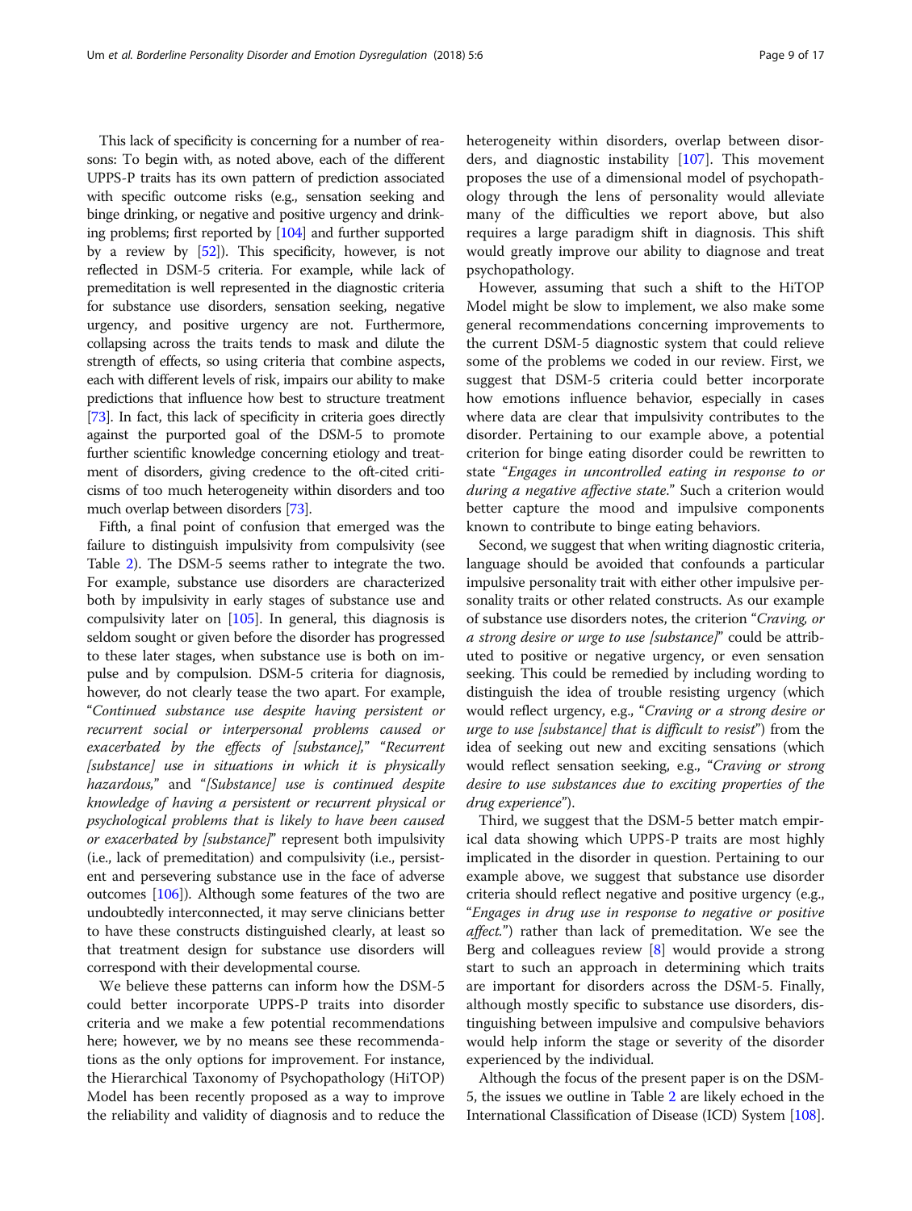This lack of specificity is concerning for a number of reasons: To begin with, as noted above, each of the different UPPS-P traits has its own pattern of prediction associated with specific outcome risks (e.g., sensation seeking and binge drinking, or negative and positive urgency and drinking problems; first reported by [104] and further supported by a review by [52]). This specificity, however, is not reflected in DSM-5 criteria. For example, while lack of premeditation is well represented in the diagnostic criteria for substance use disorders, sensation seeking, negative urgency, and positive urgency are not. Furthermore, collapsing across the traits tends to mask and dilute the strength of effects, so using criteria that combine aspects, each with different levels of risk, impairs our ability to make predictions that influence how best to structure treatment [73]. In fact, this lack of specificity in criteria goes directly against the purported goal of the DSM-5 to promote further scientific knowledge concerning etiology and treatment of disorders, giving credence to the oft-cited criticisms of too much heterogeneity within disorders and too much overlap between disorders [73].

Fifth, a final point of confusion that emerged was the failure to distinguish impulsivity from compulsivity (see Table 2). The DSM-5 seems rather to integrate the two. For example, substance use disorders are characterized both by impulsivity in early stages of substance use and compulsivity later on [105]. In general, this diagnosis is seldom sought or given before the disorder has progressed to these later stages, when substance use is both on impulse and by compulsion. DSM-5 criteria for diagnosis, however, do not clearly tease the two apart. For example, "*Continued substance use despite having persistent or recurrent social or interpersonal problems caused or exacerbated by the effects of [substance],*" "*Recurrent [substance] use in situations in which it is physically hazardous,*" and "*[Substance] use is continued despite knowledge of having a persistent or recurrent physical or psychological problems that is likely to have been caused or exacerbated by [substance]*" represent both impulsivity (i.e., lack of premeditation) and compulsivity (i.e., persistent and persevering substance use in the face of adverse outcomes [106]). Although some features of the two are undoubtedly interconnected, it may serve clinicians better to have these constructs distinguished clearly, at least so that treatment design for substance use disorders will correspond with their developmental course.

We believe these patterns can inform how the DSM-5 could better incorporate UPPS-P traits into disorder criteria and we make a few potential recommendations here; however, we by no means see these recommendations as the only options for improvement. For instance, the Hierarchical Taxonomy of Psychopathology (HiTOP) Model has been recently proposed as a way to improve the reliability and validity of diagnosis and to reduce the heterogeneity within disorders, overlap between disorders, and diagnostic instability [107]. This movement proposes the use of a dimensional model of psychopathology through the lens of personality would alleviate many of the difficulties we report above, but also requires a large paradigm shift in diagnosis. This shift would greatly improve our ability to diagnose and treat psychopathology.

However, assuming that such a shift to the HiTOP Model might be slow to implement, we also make some general recommendations concerning improvements to the current DSM-5 diagnostic system that could relieve some of the problems we coded in our review. First, we suggest that DSM-5 criteria could better incorporate how emotions influence behavior, especially in cases where data are clear that impulsivity contributes to the disorder. Pertaining to our example above, a potential criterion for binge eating disorder could be rewritten to state "*Engages in uncontrolled eating in response to or during a negative affective state.*" Such a criterion would better capture the mood and impulsive components known to contribute to binge eating behaviors.

Second, we suggest that when writing diagnostic criteria, language should be avoided that confounds a particular impulsive personality trait with either other impulsive personality traits or other related constructs. As our example of substance use disorders notes, the criterion "*Craving, or a strong desire or urge to use [substance]*" could be attributed to positive or negative urgency, or even sensation seeking. This could be remedied by including wording to distinguish the idea of trouble resisting urgency (which would reflect urgency, e.g., "*Craving or a strong desire or urge to use [substance] that is difficult to resist*") from the idea of seeking out new and exciting sensations (which would reflect sensation seeking, e.g., "*Craving or strong desire to use substances due to exciting properties of the drug experience*").

Third, we suggest that the DSM-5 better match empirical data showing which UPPS-P traits are most highly implicated in the disorder in question. Pertaining to our example above, we suggest that substance use disorder criteria should reflect negative and positive urgency (e.g., "*Engages in drug use in response to negative or positive affect.*") rather than lack of premeditation. We see the Berg and colleagues review [8] would provide a strong start to such an approach in determining which traits are important for disorders across the DSM-5. Finally, although mostly specific to substance use disorders, distinguishing between impulsive and compulsive behaviors would help inform the stage or severity of the disorder experienced by the individual.

Although the focus of the present paper is on the DSM-5, the issues we outline in Table 2 are likely echoed in the International Classification of Disease (ICD) System [108].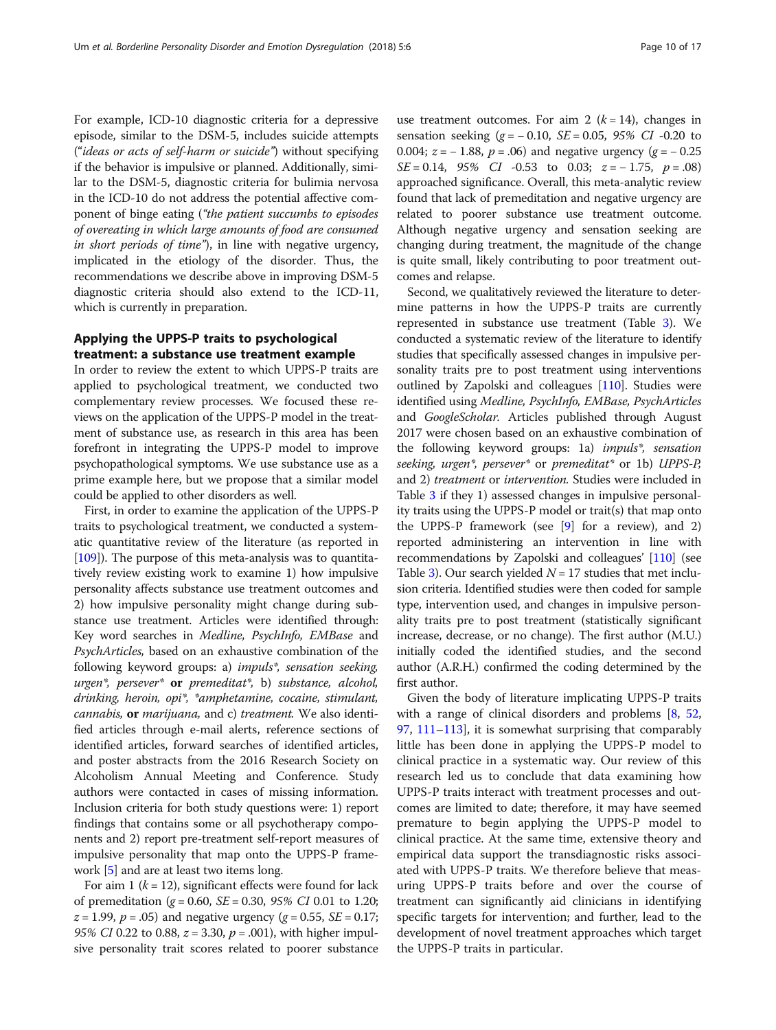For example, ICD-10 diagnostic criteria for a depressive episode, similar to the DSM-5, includes suicide attempts (*"ideas or acts of self-harm or suicide"*) without specifying if the behavior is impulsive or planned. Additionally, similar to the DSM-5, diagnostic criteria for bulimia nervosa in the ICD-10 do not address the potential affective component of binge eating (*"the patient succumbs to episodes of overeating in which large amounts of food are consumed in short periods of time"*), in line with negative urgency, implicated in the etiology of the disorder. Thus, the recommendations we describe above in improving DSM-5 diagnostic criteria should also extend to the ICD-11, which is currently in preparation.

## Applying the UPPS-P traits to psychological treatment: a substance use treatment example

In order to review the extent to which UPPS-P traits are applied to psychological treatment, we conducted two complementary review processes. We focused these reviews on the application of the UPPS-P model in the treatment of substance use, as research in this area has been forefront in integrating the UPPS-P model to improve psychopathological symptoms. We use substance use as a prime example here, but we propose that a similar model could be applied to other disorders as well.

First, in order to examine the application of the UPPS-P traits to psychological treatment, we conducted a systematic quantitative review of the literature (as reported in [109]). The purpose of this meta-analysis was to quantitatively review existing work to examine 1) how impulsive personality affects substance use treatment outcomes and 2) how impulsive personality might change during substance use treatment. Articles were identified through: Key word searches in *Medline, PsychInfo, EMBase* and *PsychArticles,* based on an exhaustive combination of the following keyword groups: a) *impuls*\*, *sensation seeking, urgen*\*, *persever*\* **or** *premeditat*\*, b) *substance, alcohol, drinking, heroin, opi*\*, *\*amphetamine, cocaine, stimulant, cannabis,* **or** *marijuana,* and c) *treatment.* We also identified articles through e-mail alerts, reference sections of identified articles, forward searches of identified articles, and poster abstracts from the 2016 Research Society on Alcoholism Annual Meeting and Conference. Study authors were contacted in cases of missing information. Inclusion criteria for both study questions were: 1) report findings that contains some or all psychotherapy components and 2) report pre-treatment self-report measures of impulsive personality that map onto the UPPS-P framework [5] and are at least two items long.

For aim 1 ($k = 12$), significant effects were found for lack of premeditation ($g = 0.60$, $SE = 0.30$, *95% CI* 0.01 to 1.20; $z = 1.99$, $p = .05$) and negative urgency ($g = 0.55$, $SE = 0.17$; *95% CI* 0.22 to 0.88, $z = 3.30$, $p = .001$), with higher impulsive personality trait scores related to poorer substance use treatment outcomes. For aim 2 ($k = 14$), changes in sensation seeking ($g = -0.10$, $SE = 0.05$, *95% CI* -0.20 to 0.004; $z = -1.88$, $p = .06$) and negative urgency ($g = -0.25$ $SE = 0.14$, *95% CI* -0.53 to 0.03; $z = -1.75$, $p = .08$) approached significance. Overall, this meta-analytic review found that lack of premeditation and negative urgency are related to poorer substance use treatment outcome. Although negative urgency and sensation seeking are changing during treatment, the magnitude of the change is quite small, likely contributing to poor treatment outcomes and relapse.

Second, we qualitatively reviewed the literature to determine patterns in how the UPPS-P traits are currently represented in substance use treatment (Table 3). We conducted a systematic review of the literature to identify studies that specifically assessed changes in impulsive personality traits pre to post treatment using interventions outlined by Zapolski and colleagues [110]. Studies were identified using *Medline, PsychInfo, EMBase, PsychArticles* and *GoogleScholar.* Articles published through August 2017 were chosen based on an exhaustive combination of the following keyword groups: 1a) *impuls*\*, *sensation seeking, urgen*\*, *persever*\* or *premeditat*\* or 1b) *UPPS-P,* and 2) *treatment* or *intervention.* Studies were included in Table 3 if they 1) assessed changes in impulsive personality traits using the UPPS-P model or trait(s) that map onto the UPPS-P framework (see [9] for a review), and 2) reported administering an intervention in line with recommendations by Zapolski and colleagues' [110] (see Table 3). Our search yielded $N = 17$ studies that met inclusion criteria. Identified studies were then coded for sample type, intervention used, and changes in impulsive personality traits pre to post treatment (statistically significant increase, decrease, or no change). The first author (M.U.) initially coded the identified studies, and the second author (A.R.H.) confirmed the coding determined by the first author.

Given the body of literature implicating UPPS-P traits with a range of clinical disorders and problems [8, 52, 97, 111–113], it is somewhat surprising that comparably little has been done in applying the UPPS-P model to clinical practice in a systematic way. Our review of this research led us to conclude that data examining how UPPS-P traits interact with treatment processes and outcomes are limited to date; therefore, it may have seemed premature to begin applying the UPPS-P model to clinical practice. At the same time, extensive theory and empirical data support the transdiagnostic risks associated with UPPS-P traits. We therefore believe that measuring UPPS-P traits before and over the course of treatment can significantly aid clinicians in identifying specific targets for intervention; and further, lead to the development of novel treatment approaches which target the UPPS-P traits in particular.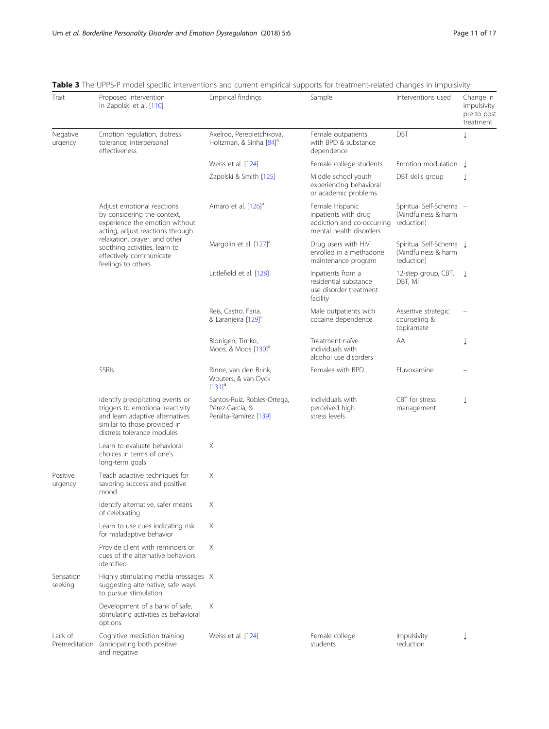**Table 3** The UPPS-P model specific interventions and current empirical supports for treatment-related changes in impulsivity

| Trait | Proposed intervention in Zapolski et al. [110] | Empirical findings | Sample | Interventions used | Change in impulsivity pre to post treatment |
|---|---|---|---|---|---|
| Negative urgency | Emotion regulation, distress tolerance, interpersonal effectiveness | Axelrod, Perepletchikova, Holtzman, & Sinha [84][a] | Female outpatients with BPD & substance dependence | DBT | ↓ |
| | | Weiss et al. [124] | Female college students | Emotion modulation | ↓ |
| | | Zapolski & Smith [125] | Middle school youth experiencing behavioral or academic problems | DBT skills group | ↓ |
| | Adjust emotional reactions by considering the context, experience the emotion without acting, adjust reactions through relaxation, prayer, and other soothing activities, learn to effectively communicate feelings to others | Amaro et al. [126][a] | Female Hispanic inpatients with drug addiction and co-occurring mental health disorders | Spiritual Self-Schema (Mindfulness & harm reduction) | – |
| | | Margolin et al. [127][a] | Drug users with HIV enrolled in a methadone maintenance program | Spiritual Self-Schema (Mindfulness & harm reduction) | ↓ |
| | | Littlefield et al. [128] | Inpatients from a residential substance use disorder treatment facility | 12-step group, CBT, DBT, MI | ↓ |
| | | Reis, Castro, Faria, & Laranjeira [129][a] | Male outpatients with cocaine dependence | Assertive strategic counseling & topiramate | – |
| | | Blonigen, Timko, Moos, & Moos [130][a] | Treatment-naïve individuals with alcohol use disorders | AA | ↓ |
| | SSRIs | Rinne, van den Brink, Wouters, & van Dyck [131][a] | Females with BPD | Fluvoxamine | – |
| | Identify precipitating events or triggers to emotional reactivity and learn adaptive alternatives similar to those provided in distress tolerance modules | Santos-Ruiz, Robles-Ortega, Pérez-García, & Peralta-Ramírez [139] | Individuals with perceived high stress levels | CBT for stress management | ↓ |
| | Learn to evaluate behavioral choices in terms of one's long-term goals | X | | | |
| Positive urgency | Teach adaptive techniques for savoring success and positive mood | X | | | |
| | Identify alternative, safer means of celebrating | X | | | |
| | Learn to use cues indicating risk for maladaptive behavior | X | | | |
| | Provide client with reminders or cues of the alternative behaviors identified | X | | | |
| Sensation seeking | Highly stimulating media messages suggesting alternative, safe ways to pursue stimulation | X | | | |
| | Development of a bank of safe, stimulating activities as behavioral options | X | | | |
| Lack of Premeditation | Cognitive mediation training (anticipating both positive and negative | Weiss et al. [124] | Female college students | Impulsivity reduction | ↓ |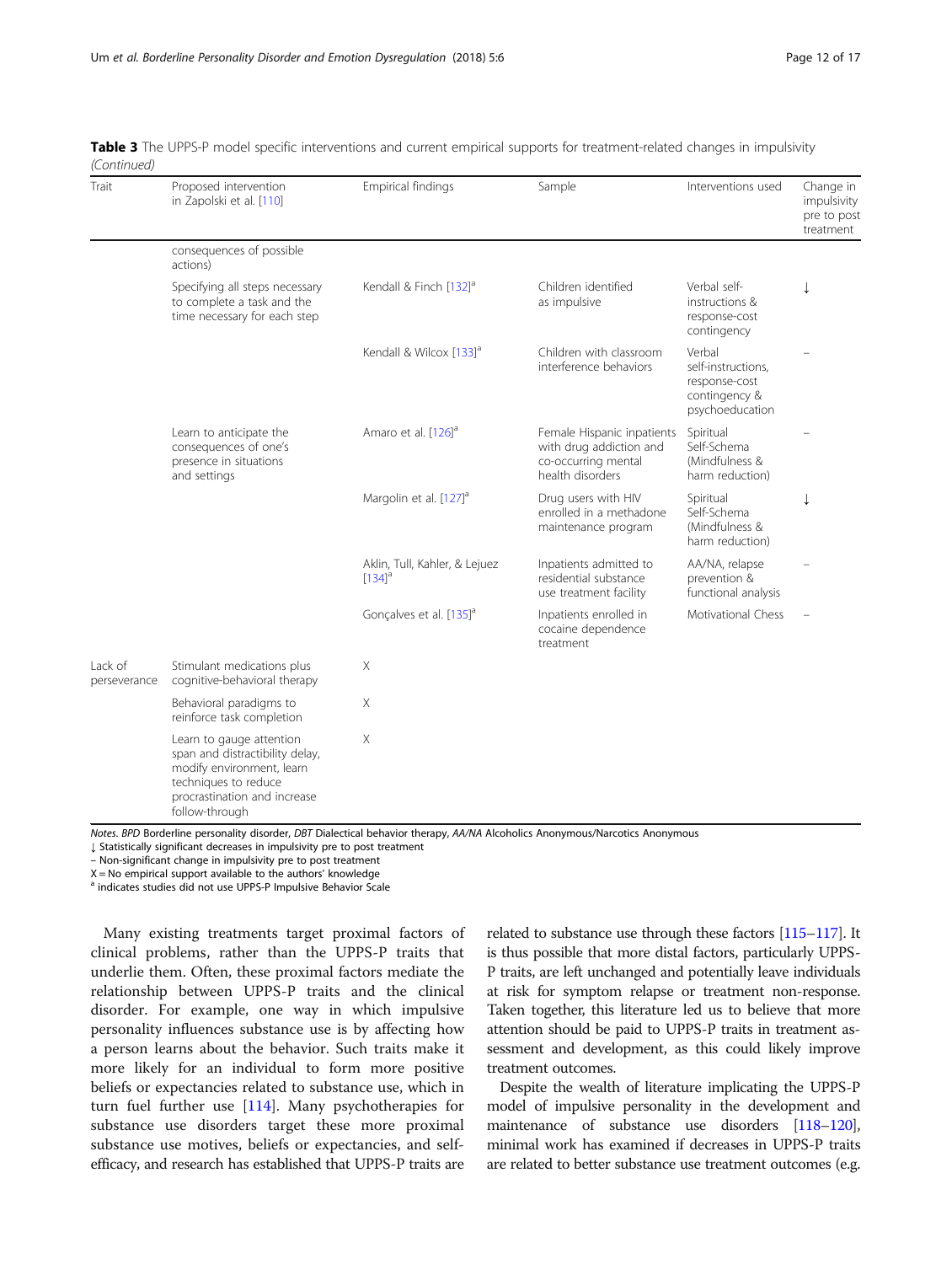**Table 3** The UPPS-P model specific interventions and current empirical supports for treatment-related changes in impulsivity *(Continued)*

| Trait | Proposed intervention in Zapolski et al. [110] | Empirical findings | Sample | Interventions used | Change in impulsivity pre to post treatment |
|---|---|---|---|---|---|
| | consequences of possible actions) | | | | |
| | Specifying all steps necessary to complete a task and the time necessary for each step | Kendall & Finch [132][a] | Children identified as impulsive | Verbal self-instructions & response-cost contingency | ↓ |
| | | Kendall & Wilcox [133][a] | Children with classroom interference behaviors | Verbal self-instructions, response-cost contingency & psychoeducation | – |
| | Learn to anticipate the consequences of one's presence in situations and settings | Amaro et al. [126][a] | Female Hispanic inpatients with drug addiction and co-occurring mental health disorders | Spiritual Self-Schema (Mindfulness & harm reduction) | – |
| | | Margolin et al. [127][a] | Drug users with HIV enrolled in a methadone maintenance program | Spiritual Self-Schema (Mindfulness & harm reduction) | ↓ |
| | | Aklin, Tull, Kahler, & Lejuez [134][a] | Inpatients admitted to residential substance use treatment facility | AA/NA, relapse prevention & functional analysis | – |
| | | Gonçalves et al. [135][a] | Inpatients enrolled in cocaine dependence treatment | Motivational Chess | – |
| Lack of perseverance | Stimulant medications plus cognitive-behavioral therapy | X | | | |
| | Behavioral paradigms to reinforce task completion | X | | | |
| | Learn to gauge attention span and distractibility delay, modify environment, learn techniques to reduce procrastination and increase follow-through | X | | | |

*Notes. BPD* Borderline personality disorder, *DBT* Dialectical behavior therapy, *AA/NA* Alcoholics Anonymous/Narcotics Anonymous
↓ Statistically significant decreases in impulsivity pre to post treatment
– Non-significant change in impulsivity pre to post treatment
X = No empirical support available to the authors' knowledge
[a] indicates studies did not use UPPS-P Impulsive Behavior Scale

Many existing treatments target proximal factors of clinical problems, rather than the UPPS-P traits that underlie them. Often, these proximal factors mediate the relationship between UPPS-P traits and the clinical disorder. For example, one way in which impulsive personality influences substance use is by affecting how a person learns about the behavior. Such traits make it more likely for an individual to form more positive beliefs or expectancies related to substance use, which in turn fuel further use [114]. Many psychotherapies for substance use disorders target these more proximal substance use motives, beliefs or expectancies, and self-efficacy, and research has established that UPPS-P traits are related to substance use through these factors [115–117]. It is thus possible that more distal factors, particularly UPPS-P traits, are left unchanged and potentially leave individuals at risk for symptom relapse or treatment non-response. Taken together, this literature led us to believe that more attention should be paid to UPPS-P traits in treatment assessment and development, as this could likely improve treatment outcomes.

Despite the wealth of literature implicating the UPPS-P model of impulsive personality in the development and maintenance of substance use disorders [118–120], minimal work has examined if decreases in UPPS-P traits are related to better substance use treatment outcomes (e.g.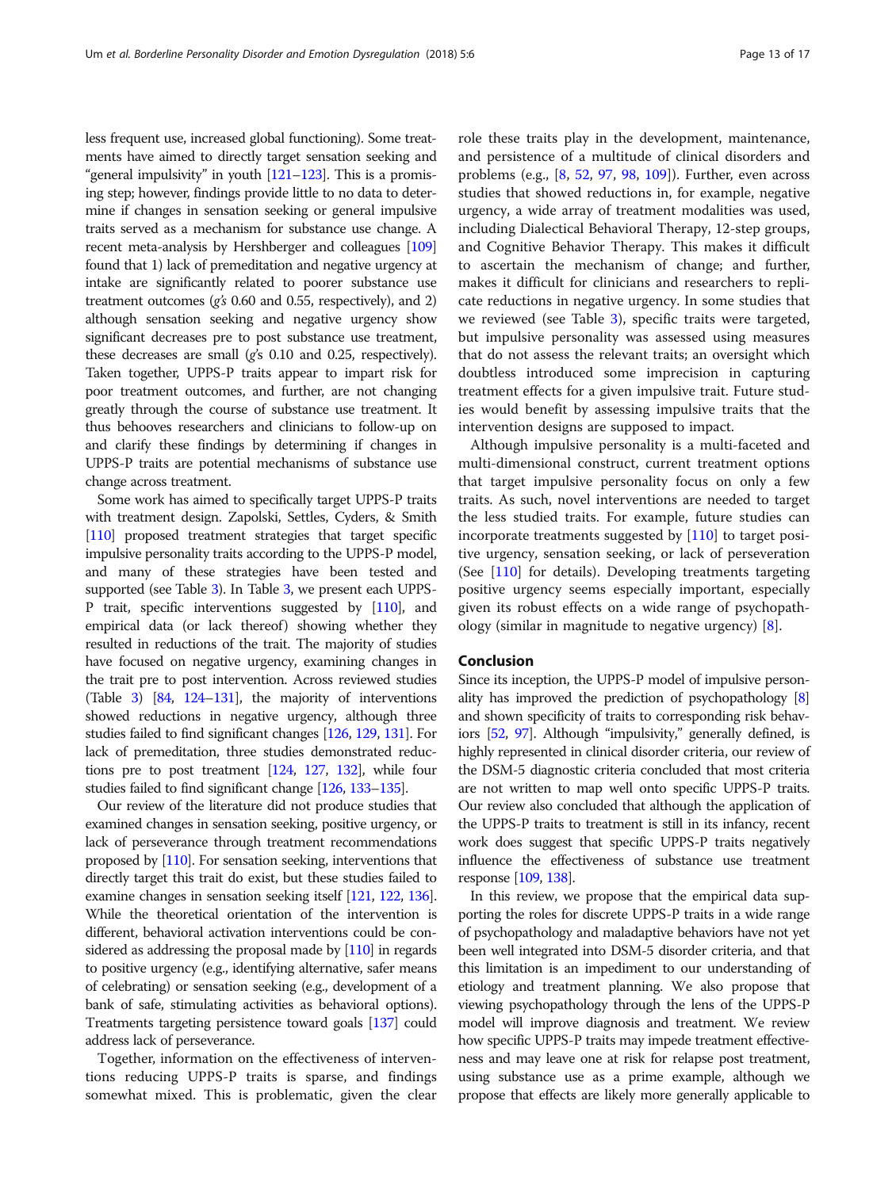less frequent use, increased global functioning). Some treatments have aimed to directly target sensation seeking and "general impulsivity" in youth [121–123]. This is a promising step; however, findings provide little to no data to determine if changes in sensation seeking or general impulsive traits served as a mechanism for substance use change. A recent meta-analysis by Hershberger and colleagues [109] found that 1) lack of premeditation and negative urgency at intake are significantly related to poorer substance use treatment outcomes (*g's* 0.60 and 0.55, respectively), and 2) although sensation seeking and negative urgency show significant decreases pre to post substance use treatment, these decreases are small (*g's* 0.10 and 0.25, respectively). Taken together, UPPS-P traits appear to impart risk for poor treatment outcomes, and further, are not changing greatly through the course of substance use treatment. It thus behooves researchers and clinicians to follow-up on and clarify these findings by determining if changes in UPPS-P traits are potential mechanisms of substance use change across treatment.

Some work has aimed to specifically target UPPS-P traits with treatment design. Zapolski, Settles, Cyders, & Smith [110] proposed treatment strategies that target specific impulsive personality traits according to the UPPS-P model, and many of these strategies have been tested and supported (see Table 3). In Table 3, we present each UPPS-P trait, specific interventions suggested by [110], and empirical data (or lack thereof) showing whether they resulted in reductions of the trait. The majority of studies have focused on negative urgency, examining changes in the trait pre to post intervention. Across reviewed studies (Table 3) [84, 124–131], the majority of interventions showed reductions in negative urgency, although three studies failed to find significant changes [126, 129, 131]. For lack of premeditation, three studies demonstrated reductions pre to post treatment [124, 127, 132], while four studies failed to find significant change [126, 133–135].

Our review of the literature did not produce studies that examined changes in sensation seeking, positive urgency, or lack of perseverance through treatment recommendations proposed by [110]. For sensation seeking, interventions that directly target this trait do exist, but these studies failed to examine changes in sensation seeking itself [121, 122, 136]. While the theoretical orientation of the intervention is different, behavioral activation interventions could be considered as addressing the proposal made by [110] in regards to positive urgency (e.g., identifying alternative, safer means of celebrating) or sensation seeking (e.g., development of a bank of safe, stimulating activities as behavioral options). Treatments targeting persistence toward goals [137] could address lack of perseverance.

Together, information on the effectiveness of interventions reducing UPPS-P traits is sparse, and findings somewhat mixed. This is problematic, given the clear role these traits play in the development, maintenance, and persistence of a multitude of clinical disorders and problems (e.g., [8, 52, 97, 98, 109]). Further, even across studies that showed reductions in, for example, negative urgency, a wide array of treatment modalities was used, including Dialectical Behavioral Therapy, 12-step groups, and Cognitive Behavior Therapy. This makes it difficult to ascertain the mechanism of change; and further, makes it difficult for clinicians and researchers to replicate reductions in negative urgency. In some studies that we reviewed (see Table 3), specific traits were targeted, but impulsive personality was assessed using measures that do not assess the relevant traits; an oversight which doubtless introduced some imprecision in capturing treatment effects for a given impulsive trait. Future studies would benefit by assessing impulsive traits that the intervention designs are supposed to impact.

Although impulsive personality is a multi-faceted and multi-dimensional construct, current treatment options that target impulsive personality focus on only a few traits. As such, novel interventions are needed to target the less studied traits. For example, future studies can incorporate treatments suggested by [110] to target positive urgency, sensation seeking, or lack of perseveration (See [110] for details). Developing treatments targeting positive urgency seems especially important, especially given its robust effects on a wide range of psychopathology (similar in magnitude to negative urgency) [8].

## Conclusion

Since its inception, the UPPS-P model of impulsive personality has improved the prediction of psychopathology [8] and shown specificity of traits to corresponding risk behaviors [52, 97]. Although "impulsivity," generally defined, is highly represented in clinical disorder criteria, our review of the DSM-5 diagnostic criteria concluded that most criteria are not written to map well onto specific UPPS-P traits. Our review also concluded that although the application of the UPPS-P traits to treatment is still in its infancy, recent work does suggest that specific UPPS-P traits negatively influence the effectiveness of substance use treatment response [109, 138].

In this review, we propose that the empirical data supporting the roles for discrete UPPS-P traits in a wide range of psychopathology and maladaptive behaviors have not yet been well integrated into DSM-5 disorder criteria, and that this limitation is an impediment to our understanding of etiology and treatment planning. We also propose that viewing psychopathology through the lens of the UPPS-P model will improve diagnosis and treatment. We review how specific UPPS-P traits may impede treatment effectiveness and may leave one at risk for relapse post treatment, using substance use as a prime example, although we propose that effects are likely more generally applicable to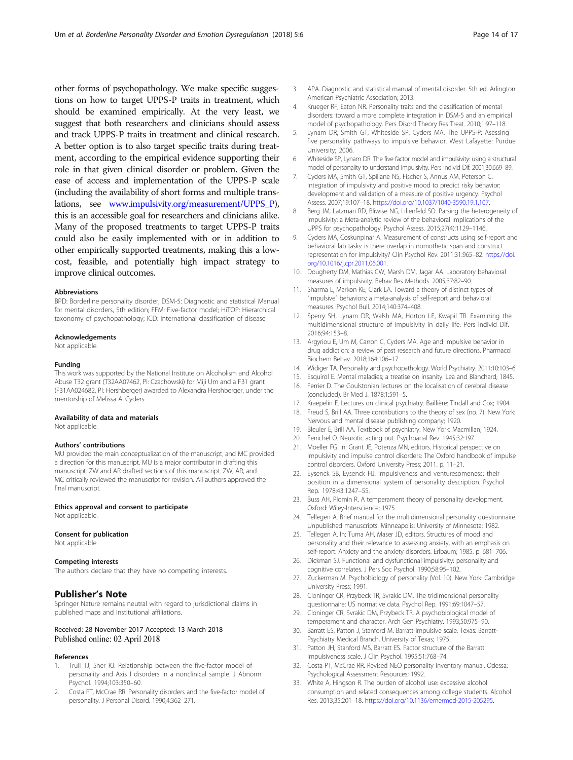other forms of psychopathology. We make specific suggestions on how to target UPPS-P traits in treatment, which should be examined empirically. At the very least, we suggest that both researchers and clinicians should assess and track UPPS-P traits in treatment and clinical research. A better option is to also target specific traits during treatment, according to the empirical evidence supporting their role in that given clinical disorder or problem. Given the ease of access and implementation of the UPPS-P scale (including the availability of short forms and multiple translations, see www.impulsivity.org/measurement/UPPS_P), this is an accessible goal for researchers and clinicians alike. Many of the proposed treatments to target UPPS-P traits could also be easily implemented with or in addition to other empirically supported treatments, making this a low-cost, feasible, and potentially high impact strategy to improve clinical outcomes.

#### Abbreviations

BPD: Borderline personality disorder; DSM-5: Diagnostic and statistical Manual for mental disorders, 5th edition; FFM: Five-factor model; HiTOP: Hierarchical taxonomy of psychopathology; ICD: International classification of disease

#### Acknowledgements

Not applicable.

#### Funding

This work was supported by the National Institute on Alcoholism and Alcohol Abuse T32 grant (T32AA07462, PI: Czachowski) for Miji Um and a F31 grant (F31AA024682, PI: Hershberger) awarded to Alexandra Hershberger, under the mentorship of Melissa A. Cyders.

#### Availability of data and materials

Not applicable.

#### Authors' contributions

MU provided the main conceptualization of the manuscript, and MC provided a direction for this manuscript. MU is a major contributor in drafting this manuscript. ZW and AR drafted sections of this manuscript. ZW, AR, and MC critically reviewed the manuscript for revision. All authors approved the final manuscript.

#### Ethics approval and consent to participate

Not applicable.

#### Consent for publication

Not applicable.

#### Competing interests

The authors declare that they have no competing interests.

## Publisher's Note

Springer Nature remains neutral with regard to jurisdictional claims in published maps and institutional affiliations.

Received: 28 November 2017 Accepted: 13 March 2018
Published online: 02 April 2018

#### References

1. Trull TJ, Sher KJ. Relationship between the five-factor model of personality and Axis I disorders in a nonclinical sample. J Abnorm Psychol. 1994;103:350–60.
2. Costa PT, McCrae RR. Personality disorders and the five-factor model of personality. J Personal Disord. 1990;4:362–271.
3. APA. Diagnostic and statistical manual of mental disorder. 5th ed. Arlington: American Psychiatric Association; 2013.
4. Krueger RF, Eaton NR. Personality traits and the classification of mental disorders: toward a more complete integration in DSM-5 and an empirical model of psychopathology. Pers Disord Theory Res Treat. 2010;1:97–118.
5. Lynam DR, Smith GT, Whiteside SP, Cyders MA. The UPPS-P: Asessing five personality pathways to impulsive behavior. West Lafayette: Purdue University; 2006.
6. Whiteside SP, Lynam DR. The five factor model and impulsivity: using a structural model of personality to understand impulsivity. Pers Individ Dif. 2001;30:669–89.
7. Cyders MA, Smith GT, Spillane NS, Fischer S, Annus AM, Peterson C. Integration of impulsivity and positive mood to predict risky behavior: development and validation of a measure of positive urgency. Psychol Assess. 2007;19:107–18. https://doi.org/10.1037/1040-3590.19.1.107.
8. Berg JM, Latzman RD, Bliwise NG, Lilienfeld SO. Parsing the heterogeneity of impulsivity: A meta-analytic review of the behavioral implications of the UPPS for psychopathology. Psychol Assess. 2015;27(4):1129–1146.
9. Cyders MA, Coskunpinar A. Measurement of constructs using self-report and behavioral lab tasks: is there overlap in nomothetic span and construct representation for impulsivity? Clin Psychol Rev. 2011;31:965–82. https://doi.org/10.1016/j.cpr.2011.06.001.
10. Dougherty DM, Mathias CW, Marsh DM, Jagar AA. Laboratory behavioral measures of impulsivity. Behav Res Methods. 2005;37:82–90.
11. Sharma L, Markon KE, Clark LA. Toward a theory of distinct types of "impulsive" behaviors: a meta-analysis of self-report and behavioral measures. Psychol Bull. 2014;140:374–408.
12. Sperry SH, Lynam DR, Walsh MA, Horton LE, Kwapil TR. Examining the multidimensional structure of impulsivity in daily life. Pers Individ Dif. 2016;94:153–8.
13. Argyriou E, Um M, Carron C, Cyders MA. Age and impulsive behavior in drug addiction: a review of past research and future directions. Pharmacol Biochem Behav. 2018;164:106–17.
14. Widiger TA. Personality and psychopathology. World Psychiatry. 2011;10:103–6.
15. Esquirol E. Mental maladies; a treatise on insanity: Lea and Blanchard; 1845.
16. Ferrier D. The Goulstonian lectures on the localisation of cerebral disease (concluded). Br Med J. 1878;1:591–5.
17. Kraepelin E. Lectures on clinical psychiatry. Baillière: Tindall and Cox; 1904.
18. Freud S, Brill AA. Three contributions to the theory of sex (no. 7). New York: Nervous and mental disease publishing company; 1920.
19. Bleuler E, Brill AA. Textbook of psychiatry. New York: Macmillan; 1924.
20. Fenichel O. Neurotic acting out. Psychoanal Rev. 1945;32:197.
21. Moeller FG. In: Grant JE, Potenza MN, editors. Historical perspective on impulsivity and impulse control disorders: The Oxford handbook of impulse control disorders. Oxford University Press; 2011. p. 11–21.
22. Eysenck SB, Eysenck HJ. Impulsiveness and venturesomeness: their position in a dimensional system of personality description. Psychol Rep. 1978;43:1247–55.
23. Buss AH, Plomin R. A temperament theory of personality development. Oxford: Wiley-Interscience; 1975.
24. Tellegen A. Brief manual for the multidimensional personality questionnaire. Unpublished manuscripts. Minneapolis: University of Minnesota; 1982.
25. Tellegen A. In: Tuma AH, Maser JD, editors. Structures of mood and personality and their relevance to assessing anxiety, with an emphasis on self-report: Anxiety and the anxiety disorders. Erlbaum; 1985. p. 681–706.
26. Dickman SJ. Functional and dysfunctional impulsivity: personality and cognitive correlates. J Pers Soc Psychol. 1990;58:95–102.
27. Zuckerman M. Psychobiology of personality (Vol. 10). New York: Cambridge University Press; 1991.
28. Cloninger CR, Przybeck TR, Svrakic DM. The tridimensional personality questionnaire: US normative data. Psychol Rep. 1991;69:1047–57.
29. Cloninger CR, Svrakic DM, Przybeck TR. A psychobiological model of temperament and character. Arch Gen Psychiatry. 1993;50:975–90.
30. Barratt ES, Patton J, Stanford M. Barratt impulsive scale. Texas: Barratt-Psychiatry Medical Branch, University of Texas; 1975.
31. Patton JH, Stanford MS, Barratt ES. Factor structure of the Barratt impulsiveness scale. J Clin Psychol. 1995;51:768–74.
32. Costa PT, McCrae RR. Revised NEO personality inventory manual. Odessa: Psychological Assessment Resources; 1992.
33. White A, Hingson R. The burden of alcohol use: excessive alcohol consumption and related consequences among college students. Alcohol Res. 2013;35:201–18. https://doi.org/10.1136/emermed-2015-205295.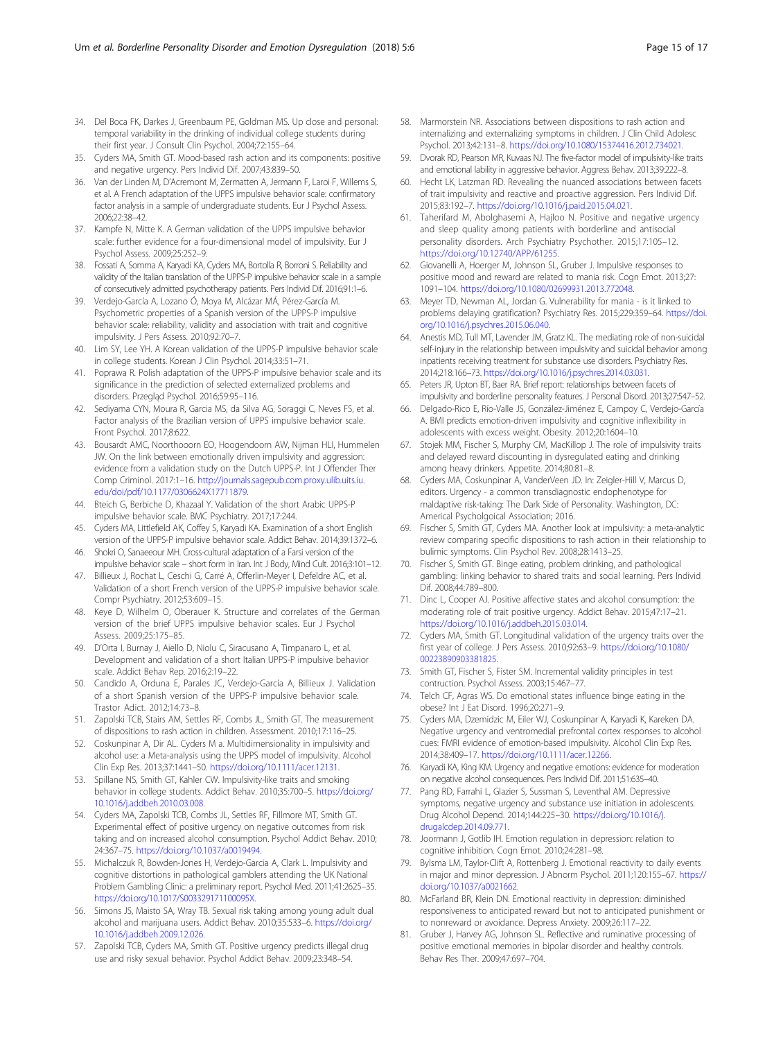34. Del Boca FK, Darkes J, Greenbaum PE, Goldman MS. Up close and personal: temporal variability in the drinking of individual college students during their first year. J Consult Clin Psychol. 2004;72:155–64.
35. Cyders MA, Smith GT. Mood-based rash action and its components: positive and negative urgency. Pers Individ Dif. 2007;43:839–50.
36. Van der Linden M, D'Acremont M, Zermatten A, Jermann F, Laroi F, Willems S, et al. A French adaptation of the UPPS impulsive behavior scale: confirmatory factor analysis in a sample of undergraduate students. Eur J Psychol Assess. 2006;22:38–42.
37. Kampfe N, Mitte K. A German validation of the UPPS impulsive behavior scale: further evidence for a four-dimensional model of impulsivity. Eur J Psychol Assess. 2009;25:252–9.
38. Fossati A, Somma A, Karyadi KA, Cyders MA, Bortolla R, Borroni S. Reliability and validity of the Italian translation of the UPPS-P impulsive behavior scale in a sample of consecutively admitted psychotherapy patients. Pers Individ Dif. 2016;91:1–6.
39. Verdejo-García A, Lozano Ó, Moya M, Alcázar MÁ, Pérez-García M. Psychometric properties of a Spanish version of the UPPS-P impulsive behavior scale: reliability, validity and association with trait and cognitive impulsivity. J Pers Assess. 2010;92:70–7.
40. Lim SY, Lee YH. A Korean validation of the UPPS-P impulsive behavior scale in college students. Korean J Clin Psychol. 2014;33:51–71.
41. Poprawa R. Polish adaptation of the UPPS-P impulsive behavior scale and its significance in the prediction of selected externalized problems and disorders. Przegląd Psychol. 2016;59:95–116.
42. Sediyama CYN, Moura R, Garcia MS, da Silva AG, Soraggi C, Neves FS, et al. Factor analysis of the Brazilian version of UPPS impulsive behavior scale. Front Psychol. 2017;8:622.
43. Bousardt AMC, Noorthooorn EO, Hoogendoorn AW, Nijman HLI, Hummelen JW. On the link between emotionally driven impulsivity and aggression: evidence from a validation study on the Dutch UPPS-P. Int J Offender Ther Comp Criminol. 2017:1–16. http://journals.sagepub.com.proxy.ulib.uits.iu.edu/doi/pdf/10.1177/0306624X17711879.
44. Bteich G, Berbiche D, Khazaal Y. Validation of the short Arabic UPPS-P impulsive behavior scale. BMC Psychiatry. 2017;17:244.
45. Cyders MA, Littlefield AK, Coffey S, Karyadi KA. Examination of a short English version of the UPPS-P impulsive behavior scale. Addict Behav. 2014;39:1372–6.
46. Shokri O, Sanaeeour MH. Cross-cultural adaptation of a Farsi version of the impulsive behavior scale – short form in Iran. Int J Body, Mind Cult. 2016;3:101–12.
47. Billieux J, Rochat L, Ceschi G, Carré A, Offerlin-Meyer I, Defeldre AC, et al. Validation of a short French version of the UPPS-P impulsive behavior scale. Compr Psychiatry. 2012;53:609–15.
48. Keye D, Wilhelm O, Oberauer K. Structure and correlates of the German version of the brief UPPS impulsive behavior scales. Eur J Psychol Assess. 2009;25:175–85.
49. D'Orta I, Burnay J, Aiello D, Niolu C, Siracusano A, Timpanaro L, et al. Development and validation of a short Italian UPPS-P impulsive behavior scale. Addict Behav Rep. 2016;2:19–22.
50. Candido A, Orduna E, Parales JC, Verdejo-García A, Billieux J. Validation of a short Spanish version of the UPPS-P impulsive behavior scale. Trastor Adict. 2012;14:73–8.
51. Zapolski TCB, Stairs AM, Settles RF, Combs JL, Smith GT. The measurement of dispositions to rash action in children. Assessment. 2010;17:116–25.
52. Coskunpinar A, Dir AL. Cyders M a. Multidimensionality in impulsivity and alcohol use: a Meta-analysis using the UPPS model of impulsivity. Alcohol Clin Exp Res. 2013;37:1441–50. https://doi.org/10.1111/acer.12131.
53. Spillane NS, Smith GT, Kahler CW. Impulsivity-like traits and smoking behavior in college students. Addict Behav. 2010;35:700–5. https://doi.org/10.1016/j.addbeh.2010.03.008.
54. Cyders MA, Zapolski TCB, Combs JL, Settles RF, Fillmore MT, Smith GT. Experimental effect of positive urgency on negative outcomes from risk taking and on increased alcohol consumption. Psychol Addict Behav. 2010;24:367–75. https://doi.org/10.1037/a0019494.
55. Michalczuk R, Bowden-Jones H, Verdejo-Garcia A, Clark L. Impulsivity and cognitive distortions in pathological gamblers attending the UK National Problem Gambling Clinic: a preliminary report. Psychol Med. 2011;41:2625–35. https://doi.org/10.1017/S003329171100095X.
56. Simons JS, Maisto SA, Wray TB. Sexual risk taking among young adult dual alcohol and marijuana users. Addict Behav. 2010;35:533–6. https://doi.org/10.1016/j.addbeh.2009.12.026.
57. Zapolski TCB, Cyders MA, Smith GT. Positive urgency predicts illegal drug use and risky sexual behavior. Psychol Addict Behav. 2009;23:348–54.
58. Marmorstein NR. Associations between dispositions to rash action and internalizing and externalizing symptoms in children. J Clin Child Adolesc Psychol. 2013;42:131–8. https://doi.org/10.1080/15374416.2012.734021.
59. Dvorak RD, Pearson MR, Kuvaas NJ. The five-factor model of impulsivity-like traits and emotional lability in aggressive behavior. Aggress Behav. 2013;39:222–8.
60. Hecht LK, Latzman RD. Revealing the nuanced associations between facets of trait impulsivity and reactive and proactive aggression. Pers Individ Dif. 2015;83:192–7. https://doi.org/10.1016/j.paid.2015.04.021.
61. Taherifard M, Abolghasemi A, Hajloo N. Positive and negative urgency and sleep quality among patients with borderline and antisocial personality disorders. Arch Psychiatry Psychother. 2015;17:105–12. https://doi.org/10.12740/APP/61255.
62. Giovanelli A, Hoerger M, Johnson SL, Gruber J. Impulsive responses to positive mood and reward are related to mania risk. Cogn Emot. 2013;27:1091–104. https://doi.org/10.1080/02699931.2013.772048.
63. Meyer TD, Newman AL, Jordan G. Vulnerability for mania - is it linked to problems delaying gratification? Psychiatry Res. 2015;229:359–64. https://doi.org/10.1016/j.psychres.2015.06.040.
64. Anestis MD, Tull MT, Lavender JM, Gratz KL. The mediating role of non-suicidal self-injury in the relationship between impulsivity and suicidal behavior among inpatients receiving treatment for substance use disorders. Psychiatry Res. 2014;218:166–73. https://doi.org/10.1016/j.psychres.2014.03.031.
65. Peters JR, Upton BT, Baer RA. Brief report: relationships between facets of impulsivity and borderline personality features. J Personal Disord. 2013;27:547–52.
66. Delgado-Rico E, Río-Valle JS, González-Jiménez E, Campoy C, Verdejo-García A. BMI predicts emotion-driven impulsivity and cognitive inflexibility in adolescents with excess weight. Obesity. 2012;20:1604–10.
67. Stojek MM, Fischer S, Murphy CM, MacKillop J. The role of impulsivity traits and delayed reward discounting in dysregulated eating and drinking among heavy drinkers. Appetite. 2014;80:81–8.
68. Cyders MA, Coskunpinar A, VanderVeen JD. In: Zeigler-Hill V, Marcus D, editors. Urgency - a common transdiagnostic endophenotype for maldaptive risk-taking: The Dark Side of Personality. Washington, DC: Americal Psycholgoical Association; 2016.
69. Fischer S, Smith GT, Cyders MA. Another look at impulsivity: a meta-analytic review comparing specific dispositions to rash action in their relationship to bulimic symptoms. Clin Psychol Rev. 2008;28:1413–25.
70. Fischer S, Smith GT. Binge eating, problem drinking, and pathological gambling: linking behavior to shared traits and social learning. Pers Individ Dif. 2008;44:789–800.
71. Dinc L, Cooper AJ. Positive affective states and alcohol consumption: the moderating role of trait positive urgency. Addict Behav. 2015;47:17–21. https://doi.org/10.1016/j.addbeh.2015.03.014.
72. Cyders MA, Smith GT. Longitudinal validation of the urgency traits over the first year of college. J Pers Assess. 2010;92:63–9. https://doi.org/10.1080/00223890903381825.
73. Smith GT, Fischer S, Fister SM. Incremental validity principles in test contruction. Psychol Assess. 2003;15:467–77.
74. Telch CF, Agras WS. Do emotional states influence binge eating in the obese? Int J Eat Disord. 1996;20:271–9.
75. Cyders MA, Dzemidzic M, Eiler WJ, Coskunpinar A, Karyadi K, Kareken DA. Negative urgency and ventromedial prefrontal cortex responses to alcohol cues: FMRI evidence of emotion-based impulsivity. Alcohol Clin Exp Res. 2014;38:409–17. https://doi.org/10.1111/acer.12266.
76. Karyadi KA, King KM. Urgency and negative emotions: evidence for moderation on negative alcohol consequences. Pers Individ Dif. 2011;51:635–40.
77. Pang RD, Farrahi L, Glazier S, Sussman S, Leventhal AM. Depressive symptoms, negative urgency and substance use initiation in adolescents. Drug Alcohol Depend. 2014;144:225–30. https://doi.org/10.1016/j.drugalcdep.2014.09.771.
78. Joormann J, Gotlib IH. Emotion regulation in depression: relation to cognitive inhibition. Cogn Emot. 2010;24:281–98.
79. Bylsma LM, Taylor-Clift A, Rottenberg J. Emotional reactivity to daily events in major and minor depression. J Abnorm Psychol. 2011;120:155–67. https://doi.org/10.1037/a0021662.
80. McFarland BR, Klein DN. Emotional reactivity in depression: diminished responsiveness to anticipated reward but not to anticipated punishment or to nonreward or avoidance. Depress Anxiety. 2009;26:117–22.
81. Gruber J, Harvey AG, Johnson SL. Reflective and ruminative processing of positive emotional memories in bipolar disorder and healthy controls. Behav Res Ther. 2009;47:697–704.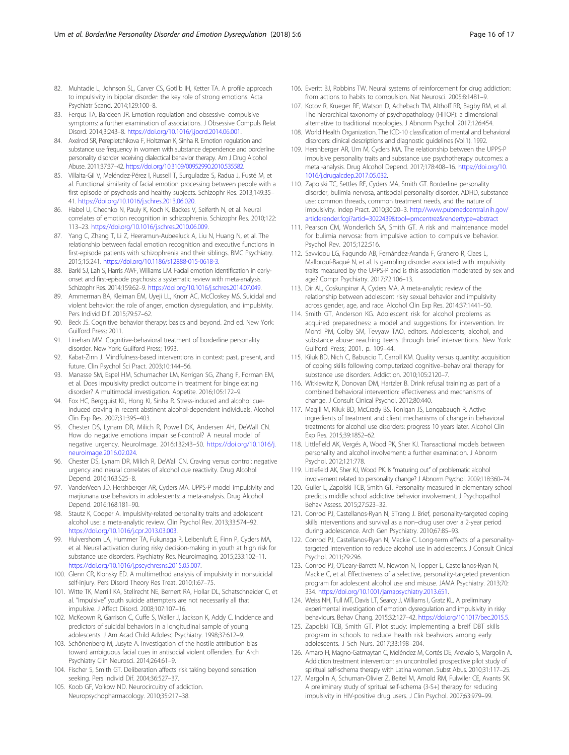82. Muhtadie L, Johnson SL, Carver CS, Gotlib IH, Ketter TA. A profile approach to impulsivity in bipolar disorder: the key role of strong emotions. Acta Psychiatr Scand. 2014;129:100–8.
83. Fergus TA, Bardeen JR. Emotion regulation and obsessive–compulsive symptoms: a further examination of associations. J Obsessive Compuls Relat Disord. 2014;3:243–8. https://doi.org/10.1016/j.jocrd.2014.06.001.
84. Axelrod SR, Perepletchikova F, Holtzman K, Sinha R. Emotion regulation and substance use frequency in women with substance dependence and borderline personality disorder receiving dialectical behavior therapy. Am J Drug Alcohol Abuse. 2011;37:37–42. https://doi.org/10.3109/00952990.2010.535582.
85. Villalta-Gil V, Meléndez-Pérez I, Russell T, Surguladze S, Radua J, Fusté M, et al. Functional similarity of facial emotion processing between people with a first episode of psychosis and healthy subjects. Schizophr Res. 2013;149:35–41. https://doi.org/10.1016/j.schres.2013.06.020.
86. Habel U, Chechko N, Pauly K, Koch K, Backes V, Seiferth N, et al. Neural correlates of emotion recognition in schizophrenia. Schizophr Res. 2010;122:113–23. https://doi.org/10.1016/j.schres.2010.06.009.
87. Yang C, Zhang T, Li Z, Heeramun-Aubeeluck A, Liu N, Huang N, et al. The relationship between facial emotion recognition and executive functions in first-episode patients with schizophrenia and their siblings. BMC Psychiatry. 2015;15:241. https://doi.org/10.1186/s12888-015-0618-3.
88. Barkl SJ, Lah S, Harris AWF, Williams LM. Facial emotion identification in early-onset and first-episode psychosis: a systematic review with meta-analysis. Schizophr Res. 2014;159:62–9. https://doi.org/10.1016/j.schres.2014.07.049.
89. Ammerman BA, Kleiman EM, Uyeji LL, Knorr AC, McCloskey MS. Suicidal and violent behavior: the role of anger, emotion dysregulation, and impulsivity. Pers Individ Dif. 2015;79:57–62.
90. Beck JS. Cognitive behavior therapy: basics and beyond. 2nd ed. New York: Guilford Press; 2011.
91. Linehan MM. Cognitive-behavioral treatment of borderline personality disorder. New York: Guilford Press; 1993.
92. Kabat-Zinn J. Mindfulness-based interventions in context: past, present, and future. Clin Psychol Sci Pract. 2003;10:144–56.
93. Manasse SM, Espel HM, Schumacher LM, Kerrigan SG, Zhang F, Forman EM, et al. Does impulsivity predict outcome in treatment for binge eating disorder? A multimodal investigation. Appetite. 2016;105:172–9.
94. Fox HC, Bergquist KL, Hong KI, Sinha R. Stress-induced and alcohol cue-induced craving in recent abstinent alcohol-dependent individuals. Alcohol Clin Exp Res. 2007;31:395–403.
95. Chester DS, Lynam DR, Milich R, Powell DK, Andersen AH, DeWall CN. How do negative emotions impair self-control? A neural model of negative urgency. NeuroImage. 2016;132:43–50. https://doi.org/10.1016/j.neuroimage.2016.02.024.
96. Chester DS, Lynam DR, Milich R, DeWall CN. Craving versus control: negative urgency and neural correlates of alcohol cue reactivity. Drug Alcohol Depend. 2016;163:S25–8.
97. VanderVeen JD, Hershberger AR, Cyders MA. UPPS-P model impulsivity and marijuana use behaviors in adolescents: a meta-analysis. Drug Alcohol Depend. 2016;168:181–90.
98. Stautz K, Cooper A. Impulsivity-related personality traits and adolescent alcohol use: a meta-analytic review. Clin Psychol Rev. 2013;33:574–92. https://doi.org/10.1016/j.cpr.2013.03.003.
99. Hulvershorn LA, Hummer TA, Fukunaga R, Leibenluft E, Finn P, Cyders MA, et al. Neural activation during risky decision-making in youth at high risk for substance use disorders. Psychiatry Res. Neuroimaging. 2015;233:102–11. https://doi.org/10.1016/j.pscychresns.2015.05.007.
100. Glenn CR, Klonsky ED. A multimethod analysis of impulsivity in nonsuicidal self-injury. Pers Disord Theory Res Treat. 2010;1:67–75.
101. Witte TK, Merrill KA, Stellrecht NE, Bernert RA, Hollar DL, Schatschneider C, et al. "Impulsive" youth suicide attempters are not necessarily all that impulsive. J Affect Disord. 2008;107:107–16.
102. McKeown R, Garrison C, Cuffe S, Waller J, Jackson K, Addy C. Incidence and predictors of suicidal behaviors in a longitudinal sample of young adolescents. J Am Acad Child Adolesc Psychiatry. 1998;37:612–9.
103. Schönenberg M, Jusyte A. Investigation of the hostile attribution bias toward ambiguous facial cues in antisocial violent offenders. Eur Arch Psychiatry Clin Neurosci. 2014;264:61–9.
104. Fischer S, Smith GT. Deliberation affects risk taking beyond sensation seeking. Pers Individ Dif. 2004;36:527–37.
105. Koob GF, Volkow ND. Neurocircuitry of addiction. Neuropsychopharmacology. 2010;35:217–38.
106. Everitt BJ, Robbins TW. Neural systems of reinforcement for drug addiction: from actions to habits to compulsion. Nat Neurosci. 2005;8:1481–9.
107. Kotov R, Krueger RF, Watson D, Achebach TM, Althoff RR, Bagby RM, et al. The hierarchical taxonomy of psychopathology (HiTOP): a dimensional alternative to traditional nosologies. J Abnorm Psychol. 2017;126:454.
108. World Health Organization. The ICD-10 classification of mental and behavioral disorders: clinical descriptions and diagnostic guidelines (Vol.1). 1992.
109. Hershberger AR, Um M, Cyders MA. The relationship between the UPPS-P impulsive personality traits and substance use psychotherapy outcomes: a meta -analysis. Drug Alcohol Depend. 2017;178:408–16. https://doi.org/10.1016/j.drugalcdep.2017.05.032.
110. Zapolski TC, Settles RF, Cyders MA, Smith GT. Borderline personality disorder, bulimia nervosa, antisocial personality disorder, ADHD, substance use: common threads, common treatment needs, and the nature of impulsivity. Indep Pract. 2010;30:20–3. http://www.pubmedcentral.nih.gov/articlerender.fcgi?artid=3022439&tool=pmcentrez&rendertype=abstract
111. Pearson CM, Wonderlich SA, Smith GT. A risk and maintenance model for bulimia nervosa: from impulsive action to compulsive behavior. Psychol Rev. 2015;122:516.
112. Savvidou LG, Fagundo AB, Fernández-Aranda F, Granero R, Claes L, Mallorquí-Baqué N, et al. Is gambling disorder associated with impulsivity traits measured by the UPPS-P and is this association moderated by sex and age? Compr Psychiatry. 2017;72:106–13.
113. Dir AL, Coskunpinar A, Cyders MA. A meta-analytic review of the relationship between adolescent risky sexual behavior and impulsivity across gender, age, and race. Alcohol Clin Exp Res. 2014;37:1441–50.
114. Smith GT, Anderson KG. Adolescent risk for alcohol problems as acquired preparedness: a model and suggestions for intervention. In: Monti PM, Colby SM, Tevyaw TAO, editors. Adolescents, alcohol, and substance abuse: reaching teens through brief interventions. New York: Guilford Press; 2001. p. 109–44.
115. Kiluk BD, Nich C, Babuscio T, Carroll KM. Quality versus quantity: acquisition of coping skills following computerized cognitive–behavioral therapy for substance use disorders. Addiction. 2010;105:2120–7.
116. Witkiewitz K, Donovan DM, Hartzler B. Drink refusal training as part of a combined behavioral intervention: effectiveness and mechanisms of change. J Consult Cinical Psychol. 2012;80:440.
117. Magill M, Kiluk BD, McCrady BS, Tonigan JS, Longabaugh R. Active ingredients of treatment and client mechanisms of change in behavioral treatments for alcohol use disorders: progress 10 years later. Alcohol Clin Exp Res. 2015;39:1852–62.
118. Littlefield AK, Vergés A, Wood PK, Sher KJ. Transactional models between personality and alcohol involvement: a further examination. J Abnorm Psychol. 2012;121:778.
119. Littlefield AK, Sher KJ, Wood PK. Is "maturing out" of problematic alcohol involvement related to personality change? J Abnorm Psychol. 2009;118:360–74.
120. Guller L, Zapolski TCB, Smith GT. Personality measured in elementary school predicts middle school addictive behavior involvement. J Psychopathol Behav Assess. 2015;27:523–32.
121. Conrod PJ, Castellanos-Ryan N, STrang J. Brief, personality-targeted coping skills interventions and survival as a non–drug user over a 2-year period during adolescence. Arch Gen Psychiatry. 2010;67:85–93.
122. Conrod PJ, Castellanos-Ryan N, Mackie C. Long-term effects of a personality-targeted intervention to reduce alcohol use in adolescents. J Consult Cinical Psychol. 2011;79:296.
123. Conrod PJ, O'Leary-Barrett M, Newton N, Topper L, Castellanos-Ryan N, Mackie C, et al. Effectiveness of a selective, personality-targeted prevention program for adolescent alcohol use and misuse. JAMA Psychiatry. 2013;70:334. https://doi.org/10.1001/jamapsychiatry.2013.651.
124. Weiss NH, Tull MT, Davis LT, Searcy J, Williams I, Gratz KL. A preliminary experimental investigation of emotion dysregulation and impulsivity in risky behaviours. Behav Chang. 2015;32:127–42. https://doi.org/10.1017/bec.2015.5.
125. Zapolski TCB, Smith GT. Pilot study: implementing a breif DBT skills program in schools to reduce health risk beahviors among early adolescents. J Sch Nurs. 2017;33:198–204.
126. Amaro H, Magno-Gatmaytan C, Meléndez M, Cortés DE, Arevalo S, Margolin A. Addiction treatment intervention: an uncontrolled prospective pilot study of spiritual self-schema therapy with Latina women. Subst Abus. 2010;31:117–25.
127. Margolin A, Schuman-Olivier Z, Beitel M, Arnold RM, Fulwiler CE, Avants SK. A preliminary study of spritual self-schema (3-S+) therapy for reducing impulsivity in HIV-positive drug users. J Clin Psychol. 2007;63:979–99.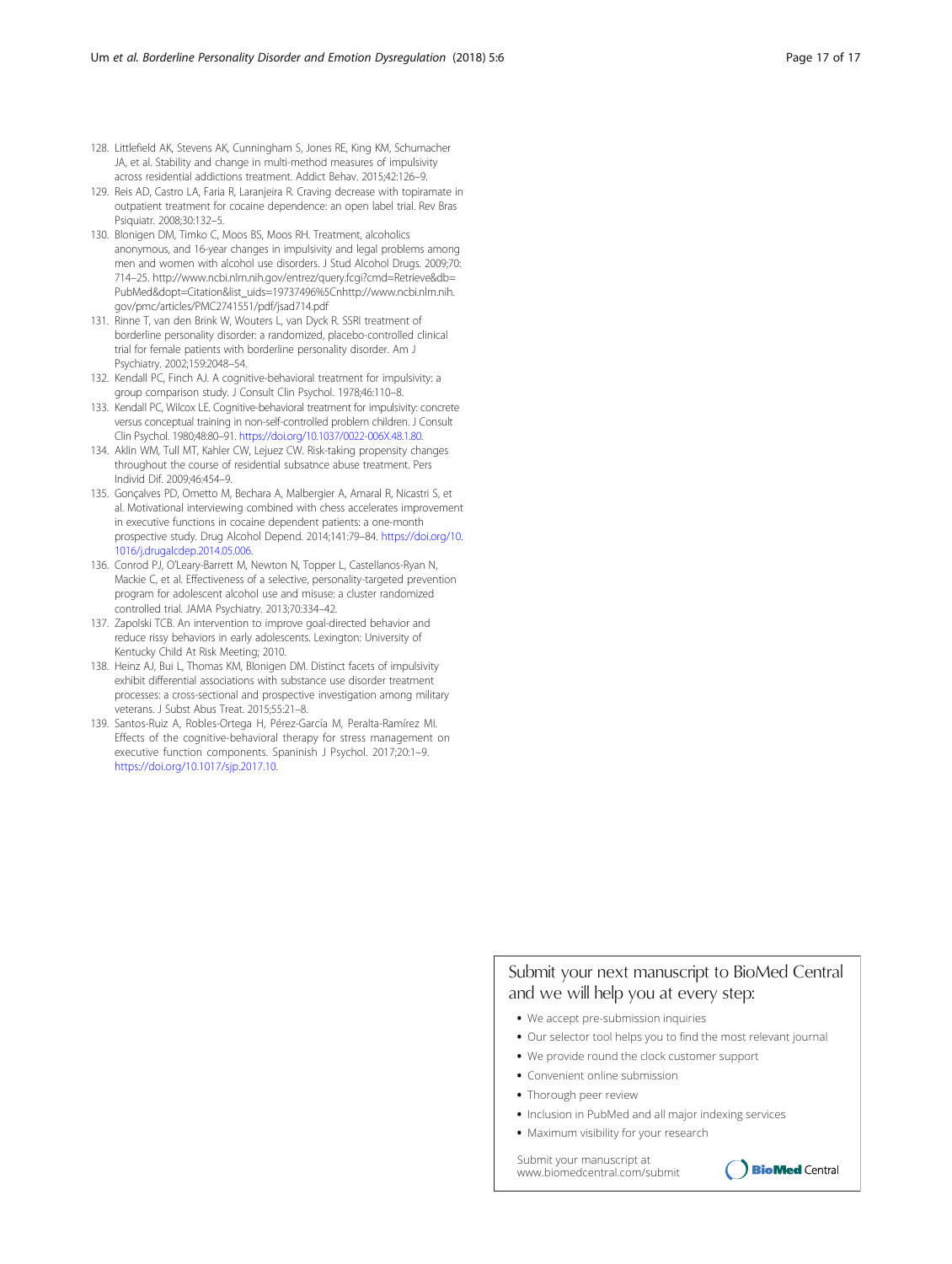128. Littlefield AK, Stevens AK, Cunningham S, Jones RE, King KM, Schumacher JA, et al. Stability and change in multi-method measures of impulsivity across residential addictions treatment. Addict Behav. 2015;42:126–9.
129. Reis AD, Castro LA, Faria R, Laranjeira R. Craving decrease with topiramate in outpatient treatment for cocaine dependence: an open label trial. Rev Bras Psiquiatr. 2008;30:132–5.
130. Blonigen DM, Timko C, Moos BS, Moos RH. Treatment, alcoholics anonymous, and 16-year changes in impulsivity and legal problems among men and women with alcohol use disorders. J Stud Alcohol Drugs. 2009;70:714–25. http://www.ncbi.nlm.nih.gov/entrez/query.fcgi?cmd=Retrieve&db=PubMed&dopt=Citation&list_uids=19737496%5Cnhttp://www.ncbi.nlm.nih.gov/pmc/articles/PMC2741551/pdf/jsad714.pdf
131. Rinne T, van den Brink W, Wouters L, van Dyck R. SSRI treatment of borderline personality disorder: a randomized, placebo-controlled clinical trial for female patients with borderline personality disorder. Am J Psychiatry. 2002;159:2048–54.
132. Kendall PC, Finch AJ. A cognitive-behavioral treatment for impulsivity: a group comparison study. J Consult Clin Psychol. 1978;46:110–8.
133. Kendall PC, Wilcox LE. Cognitive-behavioral treatment for impulsivity: concrete versus conceptual training in non-self-controlled problem children. J Consult Clin Psychol. 1980;48:80–91. https://doi.org/10.1037/0022-006X.48.1.80.
134. Aklin WM, Tull MT, Kahler CW, Lejuez CW. Risk-taking propensity changes throughout the course of residential subsatnce abuse treatment. Pers Individ Dif. 2009;46:454–9.
135. Gonçalves PD, Ometto M, Bechara A, Malbergier A, Amaral R, Nicastri S, et al. Motivational interviewing combined with chess accelerates improvement in executive functions in cocaine dependent patients: a one-month prospective study. Drug Alcohol Depend. 2014;141:79–84. https://doi.org/10.1016/j.drugalcdep.2014.05.006.
136. Conrod PJ, O'Leary-Barrett M, Newton N, Topper L, Castellanos-Ryan N, Mackie C, et al. Effectiveness of a selective, personality-targeted prevention program for adolescent alcohol use and misuse: a cluster randomized controlled trial. JAMA Psychiatry. 2013;70:334–42.
137. Zapolski TCB. An intervention to improve goal-directed behavior and reduce rissy behaviors in early adolescents. Lexington: University of Kentucky Child At Risk Meeting; 2010.
138. Heinz AJ, Bui L, Thomas KM, Blonigen DM. Distinct facets of impulsivity exhibit differential associations with substance use disorder treatment processes: a cross-sectional and prospective investigation among military veterans. J Subst Abus Treat. 2015;55:21–8.
139. Santos-Ruiz A, Robles-Ortega H, Pérez-García M, Peralta-Ramírez MI. Effects of the cognitive-behavioral therapy for stress management on executive function components. Spaninish J Psychol. 2017;20:1–9. https://doi.org/10.1017/sjp.2017.10.

Submit your next manuscript to BioMed Central and we will help you at every step:

- We accept pre-submission inquiries
- Our selector tool helps you to find the most relevant journal
- We provide round the clock customer support
- Convenient online submission
- Thorough peer review
- Inclusion in PubMed and all major indexing services
- Maximum visibility for your research

Submit your manuscript at
www.biomedcentral.com/submit

BioMed Central